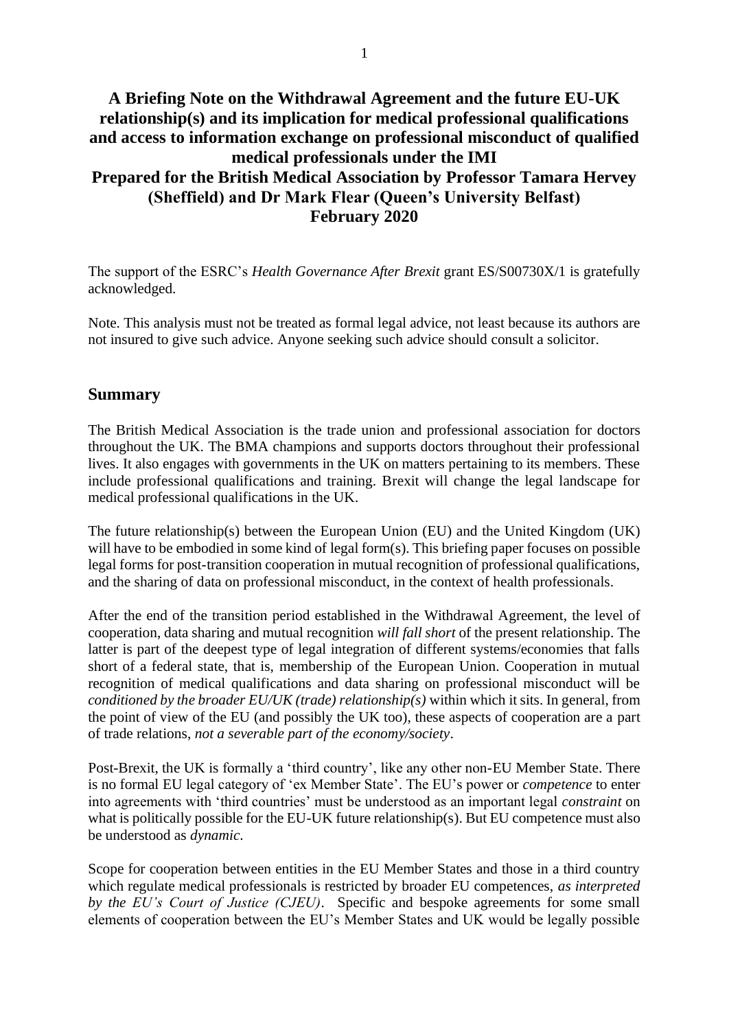# A Briefing Note on the Withdrawal Agreement and the future EU-UK relationship(s) and its implication for medical professional qualifications and access to information exchange on professional misconduct of qualified medical professionals under the IMI

**Prepared for the British Medical Association by Professor Tamara Hervey (Sheffield) and Dr Mark Flear (Queen's University Belfast)**

**February 2020**

The support of the ESRC's *Health Governance After Brexit* grant ES/S00730X/1 is gratefully acknowledged.

Note. This analysis must not be treated as formal legal advice, not least because its authors are not insured to give such advice. Anyone seeking such advice should consult a solicitor.

## Summary

The British Medical Association is the trade union and professional association for doctors throughout the UK. The BMA champions and supports doctors throughout their professional lives. It also engages with governments in the UK on matters pertaining to its members. These include professional qualifications and training. Brexit will change the legal landscape for medical professional qualifications in the UK.

The future relationship(s) between the European Union (EU) and the United Kingdom (UK) will have to be embodied in some kind of legal form(s). This briefing paper focuses on possible legal forms for post-transition cooperation in mutual recognition of professional qualifications, and the sharing of data on professional misconduct, in the context of health professionals.

After the end of the transition period established in the Withdrawal Agreement, the level of cooperation, data sharing and mutual recognition *will fall short* of the present relationship. The latter is part of the deepest type of legal integration of different systems/economies that falls short of a federal state, that is, membership of the European Union. Cooperation in mutual recognition of medical qualifications and data sharing on professional misconduct will be *conditioned by the broader EU/UK (trade) relationship(s)* within which it sits. In general, from the point of view of the EU (and possibly the UK too), these aspects of cooperation are a part of trade relations, *not a severable part of the economy/society*.

Post-Brexit, the UK is formally a 'third country', like any other non-EU Member State. There is no formal EU legal category of 'ex Member State'. The EU's power or *competence* to enter into agreements with 'third countries' must be understood as an important legal *constraint* on what is politically possible for the EU-UK future relationship(s). But EU competence must also be understood as *dynamic*.

Scope for cooperation between entities in the EU Member States and those in a third country which regulate medical professionals is restricted by broader EU competences, *as interpreted by the EU's Court of Justice (CJEU)*. Specific and bespoke agreements for some small elements of cooperation between the EU's Member States and UK would be legally possible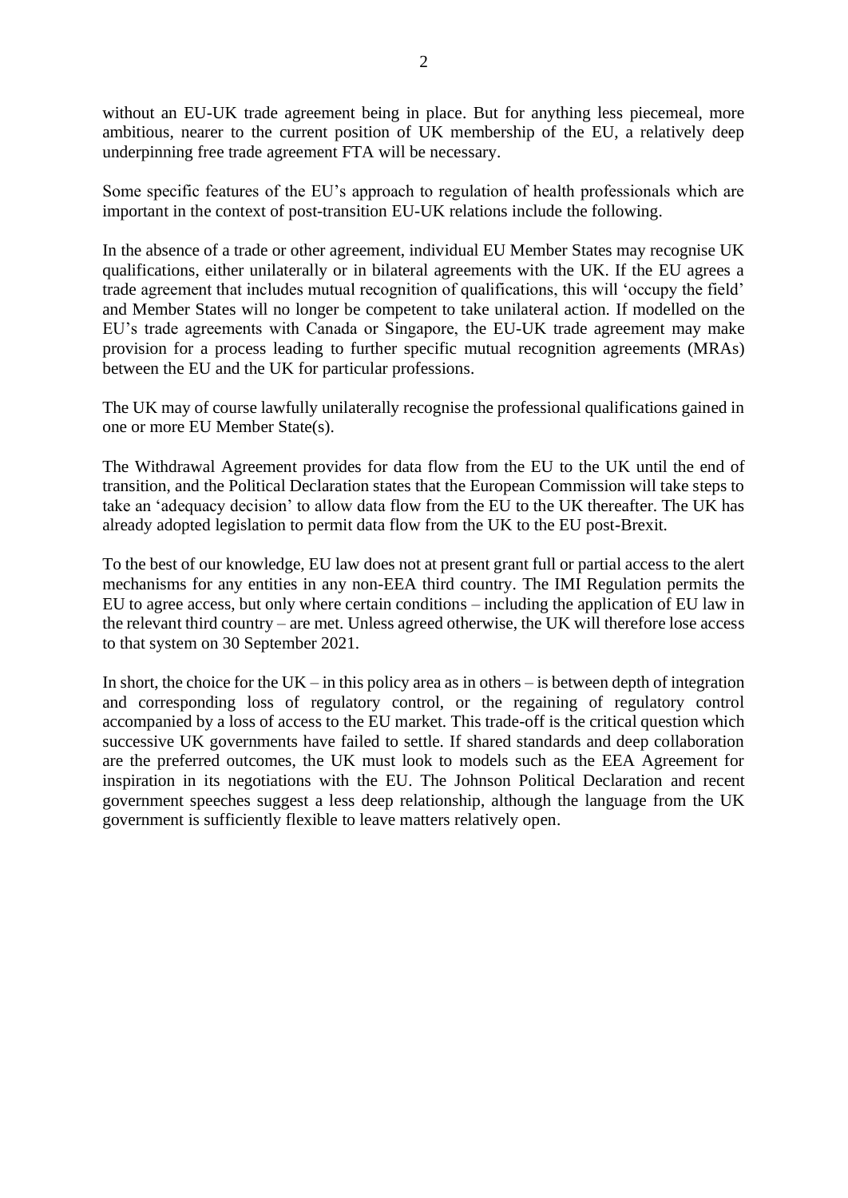without an EU-UK trade agreement being in place. But for anything less piecemeal, more ambitious, nearer to the current position of UK membership of the EU, a relatively deep underpinning free trade agreement FTA will be necessary.

Some specific features of the EU's approach to regulation of health professionals which are important in the context of post-transition EU-UK relations include the following.

In the absence of a trade or other agreement, individual EU Member States may recognise UK qualifications, either unilaterally or in bilateral agreements with the UK. If the EU agrees a trade agreement that includes mutual recognition of qualifications, this will 'occupy the field' and Member States will no longer be competent to take unilateral action. If modelled on the EU's trade agreements with Canada or Singapore, the EU-UK trade agreement may make provision for a process leading to further specific mutual recognition agreements (MRAs) between the EU and the UK for particular professions.

The UK may of course lawfully unilaterally recognise the professional qualifications gained in one or more EU Member State(s).

The Withdrawal Agreement provides for data flow from the EU to the UK until the end of transition, and the Political Declaration states that the European Commission will take steps to take an 'adequacy decision' to allow data flow from the EU to the UK thereafter. The UK has already adopted legislation to permit data flow from the UK to the EU post-Brexit.

To the best of our knowledge, EU law does not at present grant full or partial access to the alert mechanisms for any entities in any non-EEA third country. The IMI Regulation permits the EU to agree access, but only where certain conditions – including the application of EU law in the relevant third country – are met. Unless agreed otherwise, the UK will therefore lose access to that system on 30 September 2021.

In short, the choice for the UK – in this policy area as in others – is between depth of integration and corresponding loss of regulatory control, or the regaining of regulatory control accompanied by a loss of access to the EU market. This trade-off is the critical question which successive UK governments have failed to settle. If shared standards and deep collaboration are the preferred outcomes, the UK must look to models such as the EEA Agreement for inspiration in its negotiations with the EU. The Johnson Political Declaration and recent government speeches suggest a less deep relationship, although the language from the UK government is sufficiently flexible to leave matters relatively open.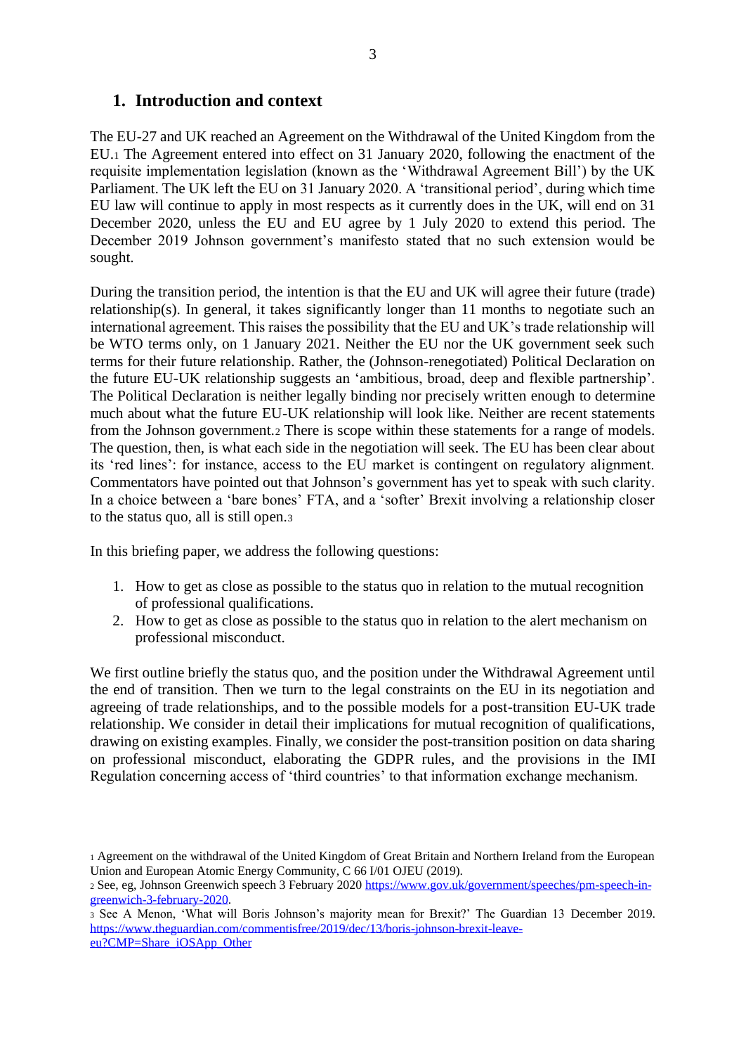## 1. Introduction and context

The EU-27 and UK reached an Agreement on the Withdrawal of the United Kingdom from the EU.[1] The Agreement entered into effect on 31 January 2020, following the enactment of the requisite implementation legislation (known as the 'Withdrawal Agreement Bill') by the UK Parliament. The UK left the EU on 31 January 2020. A 'transitional period', during which time EU law will continue to apply in most respects as it currently does in the UK, will end on 31 December 2020, unless the EU and EU agree by 1 July 2020 to extend this period. The December 2019 Johnson government's manifesto stated that no such extension would be sought.

During the transition period, the intention is that the EU and UK will agree their future (trade) relationship(s). In general, it takes significantly longer than 11 months to negotiate such an international agreement. This raises the possibility that the EU and UK's trade relationship will be WTO terms only, on 1 January 2021. Neither the EU nor the UK government seek such terms for their future relationship. Rather, the (Johnson-renegotiated) Political Declaration on the future EU-UK relationship suggests an 'ambitious, broad, deep and flexible partnership'. The Political Declaration is neither legally binding nor precisely written enough to determine much about what the future EU-UK relationship will look like. Neither are recent statements from the Johnson government.[2] There is scope within these statements for a range of models. The question, then, is what each side in the negotiation will seek. The EU has been clear about its 'red lines': for instance, access to the EU market is contingent on regulatory alignment. Commentators have pointed out that Johnson's government has yet to speak with such clarity. In a choice between a 'bare bones' FTA, and a 'softer' Brexit involving a relationship closer to the status quo, all is still open.[3]

In this briefing paper, we address the following questions:

1. How to get as close as possible to the status quo in relation to the mutual recognition of professional qualifications.
2. How to get as close as possible to the status quo in relation to the alert mechanism on professional misconduct.

We first outline briefly the status quo, and the position under the Withdrawal Agreement until the end of transition. Then we turn to the legal constraints on the EU in its negotiation and agreeing of trade relationships, and to the possible models for a post-transition EU-UK trade relationship. We consider in detail their implications for mutual recognition of qualifications, drawing on existing examples. Finally, we consider the post-transition position on data sharing on professional misconduct, elaborating the GDPR rules, and the provisions in the IMI Regulation concerning access of 'third countries' to that information exchange mechanism.

---

[1] Agreement on the withdrawal of the United Kingdom of Great Britain and Northern Ireland from the European Union and European Atomic Energy Community, C 66 I/01 OJEU (2019).

[2] See, eg, Johnson Greenwich speech 3 February 2020 https://www.gov.uk/government/speeches/pm-speech-in-greenwich-3-february-2020.

[3] See A Menon, 'What will Boris Johnson's majority mean for Brexit?' The Guardian 13 December 2019. https://www.theguardian.com/commentisfree/2019/dec/13/boris-johnson-brexit-leave-eu?CMP=Share_iOSApp_Other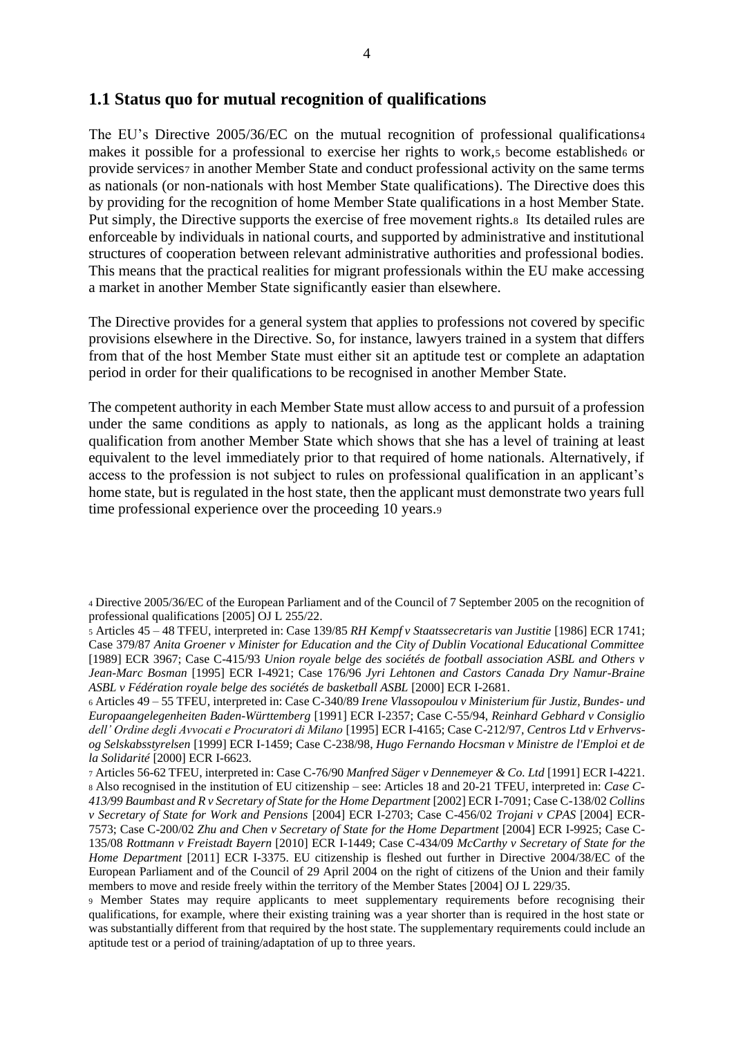## 1.1 Status quo for mutual recognition of qualifications

The EU's Directive 2005/36/EC on the mutual recognition of professional qualifications[4] makes it possible for a professional to exercise her rights to work,[5] become established[6] or provide services[7] in another Member State and conduct professional activity on the same terms as nationals (or non-nationals with host Member State qualifications). The Directive does this by providing for the recognition of home Member State qualifications in a host Member State. Put simply, the Directive supports the exercise of free movement rights.[8] Its detailed rules are enforceable by individuals in national courts, and supported by administrative and institutional structures of cooperation between relevant administrative authorities and professional bodies. This means that the practical realities for migrant professionals within the EU make accessing a market in another Member State significantly easier than elsewhere.

The Directive provides for a general system that applies to professions not covered by specific provisions elsewhere in the Directive. So, for instance, lawyers trained in a system that differs from that of the host Member State must either sit an aptitude test or complete an adaptation period in order for their qualifications to be recognised in another Member State.

The competent authority in each Member State must allow access to and pursuit of a profession under the same conditions as apply to nationals, as long as the applicant holds a training qualification from another Member State which shows that she has a level of training at least equivalent to the level immediately prior to that required of home nationals. Alternatively, if access to the profession is not subject to rules on professional qualification in an applicant's home state, but is regulated in the host state, then the applicant must demonstrate two years full time professional experience over the proceeding 10 years.[9]

---

[4] Directive 2005/36/EC of the European Parliament and of the Council of 7 September 2005 on the recognition of professional qualifications [2005] OJ L 255/22.

[5] Articles 45 – 48 TFEU, interpreted in: Case 139/85 *RH Kempf v Staatssecretaris van Justitie* [1986] ECR 1741; Case 379/87 *Anita Groener v Minister for Education and the City of Dublin Vocational Educational Committee* [1989] ECR 3967; Case C-415/93 *Union royale belge des sociétés de football association ASBL and Others v Jean-Marc Bosman* [1995] ECR I-4921; Case 176/96 *Jyri Lehtonen and Castors Canada Dry Namur-Braine ASBL v Fédération royale belge des sociétés de basketball ASBL* [2000] ECR I-2681.

[6] Articles 49 – 55 TFEU, interpreted in: Case C-340/89 *Irene Vlassopoulou v Ministerium für Justiz, Bundes- und Europaangelegenheiten Baden-Württemberg* [1991] ECR I-2357; Case C-55/94, *Reinhard Gebhard v Consiglio dell' Ordine degli Avvocati e Procuratori di Milano* [1995] ECR I-4165; Case C-212/97, *Centros Ltd v Erhvervs-og Selskabsstyrelsen* [1999] ECR I-1459; Case C-238/98, *Hugo Fernando Hocsman v Ministre de l'Emploi et de la Solidarité* [2000] ECR I-6623.

[7] Articles 56-62 TFEU, interpreted in: Case C-76/90 *Manfred Säger v Dennemeyer & Co. Ltd* [1991] ECR I-4221.

[8] Also recognised in the institution of EU citizenship – see: Articles 18 and 20-21 TFEU, interpreted in: *Case C-413/99 Baumbast and R v Secretary of State for the Home Department* [2002] ECR I-7091; Case C-138/02 *Collins v Secretary of State for Work and Pensions* [2004] ECR I-2703; Case C-456/02 *Trojani v CPAS* [2004] ECR-7573; Case C-200/02 *Zhu and Chen v Secretary of State for the Home Department* [2004] ECR I-9925; Case C-135/08 *Rottmann v Freistadt Bayern* [2010] ECR I-1449; Case C-434/09 *McCarthy v Secretary of State for the Home Department* [2011] ECR I-3375. EU citizenship is fleshed out further in Directive 2004/38/EC of the European Parliament and of the Council of 29 April 2004 on the right of citizens of the Union and their family members to move and reside freely within the territory of the Member States [2004] OJ L 229/35.

[9] Member States may require applicants to meet supplementary requirements before recognising their qualifications, for example, where their existing training was a year shorter than is required in the host state or was substantially different from that required by the host state. The supplementary requirements could include an aptitude test or a period of training/adaptation of up to three years.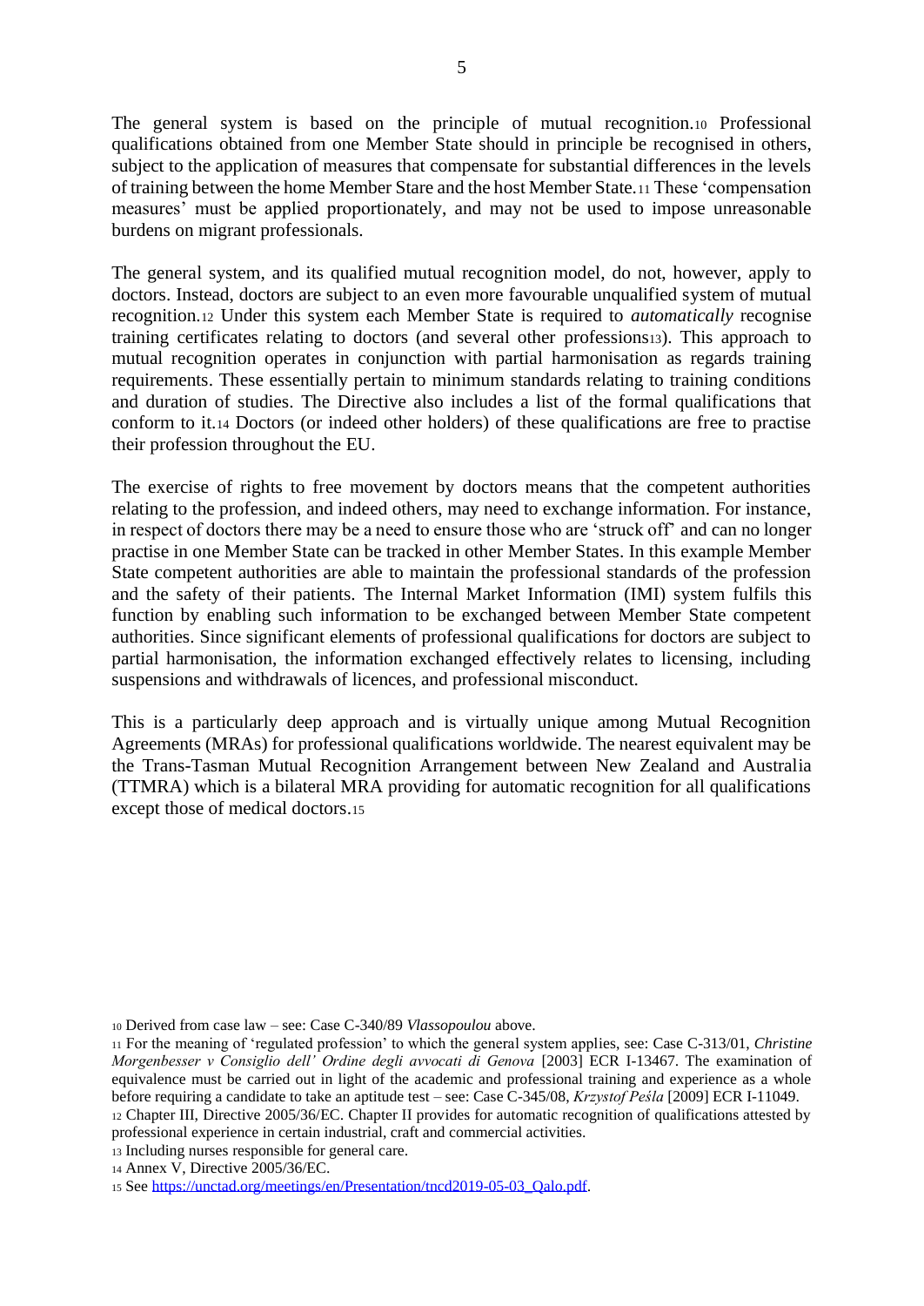The general system is based on the principle of mutual recognition.[10] Professional qualifications obtained from one Member State should in principle be recognised in others, subject to the application of measures that compensate for substantial differences in the levels of training between the home Member Stare and the host Member State.[11] These 'compensation measures' must be applied proportionately, and may not be used to impose unreasonable burdens on migrant professionals.

The general system, and its qualified mutual recognition model, do not, however, apply to doctors. Instead, doctors are subject to an even more favourable unqualified system of mutual recognition.[12] Under this system each Member State is required to *automatically* recognise training certificates relating to doctors (and several other professions[13]). This approach to mutual recognition operates in conjunction with partial harmonisation as regards training requirements. These essentially pertain to minimum standards relating to training conditions and duration of studies. The Directive also includes a list of the formal qualifications that conform to it.[14] Doctors (or indeed other holders) of these qualifications are free to practise their profession throughout the EU.

The exercise of rights to free movement by doctors means that the competent authorities relating to the profession, and indeed others, may need to exchange information. For instance, in respect of doctors there may be a need to ensure those who are 'struck off' and can no longer practise in one Member State can be tracked in other Member States. In this example Member State competent authorities are able to maintain the professional standards of the profession and the safety of their patients. The Internal Market Information (IMI) system fulfils this function by enabling such information to be exchanged between Member State competent authorities. Since significant elements of professional qualifications for doctors are subject to partial harmonisation, the information exchanged effectively relates to licensing, including suspensions and withdrawals of licences, and professional misconduct.

This is a particularly deep approach and is virtually unique among Mutual Recognition Agreements (MRAs) for professional qualifications worldwide. The nearest equivalent may be the Trans-Tasman Mutual Recognition Arrangement between New Zealand and Australia (TTMRA) which is a bilateral MRA providing for automatic recognition for all qualifications except those of medical doctors.[15]

---

[10] Derived from case law – see: Case C-340/89 *Vlassopoulou* above.

[11] For the meaning of 'regulated profession' to which the general system applies, see: Case C-313/01, *Christine Morgenbesser v Consiglio dell' Ordine degli avvocati di Genova* [2003] ECR I-13467. The examination of equivalence must be carried out in light of the academic and professional training and experience as a whole before requiring a candidate to take an aptitude test – see: Case C-345/08, *Krzystof Peśla* [2009] ECR I-11049.

[12] Chapter III, Directive 2005/36/EC. Chapter II provides for automatic recognition of qualifications attested by professional experience in certain industrial, craft and commercial activities.

[13] Including nurses responsible for general care.

[14] Annex V, Directive 2005/36/EC.

[15] See https://unctad.org/meetings/en/Presentation/tncd2019-05-03_Qalo.pdf.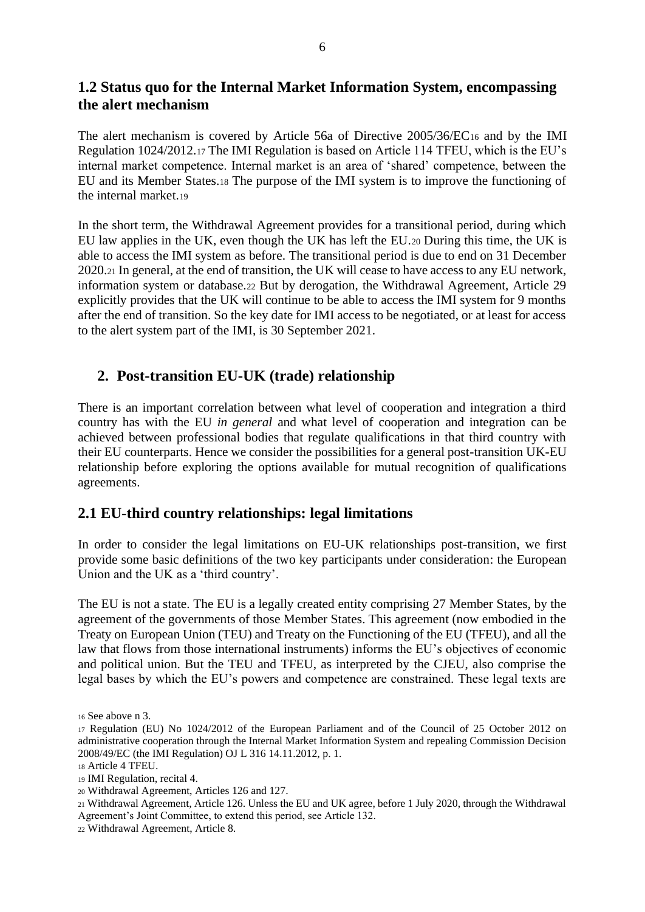## 1.2 Status quo for the Internal Market Information System, encompassing the alert mechanism

The alert mechanism is covered by Article 56a of Directive 2005/36/EC[16] and by the IMI Regulation 1024/2012.[17] The IMI Regulation is based on Article 114 TFEU, which is the EU's internal market competence. Internal market is an area of 'shared' competence, between the EU and its Member States.[18] The purpose of the IMI system is to improve the functioning of the internal market.[19]

In the short term, the Withdrawal Agreement provides for a transitional period, during which EU law applies in the UK, even though the UK has left the EU.[20] During this time, the UK is able to access the IMI system as before. The transitional period is due to end on 31 December 2020.[21] In general, at the end of transition, the UK will cease to have access to any EU network, information system or database.[22] But by derogation, the Withdrawal Agreement, Article 29 explicitly provides that the UK will continue to be able to access the IMI system for 9 months after the end of transition. So the key date for IMI access to be negotiated, or at least for access to the alert system part of the IMI, is 30 September 2021.

## 2. Post-transition EU-UK (trade) relationship

There is an important correlation between what level of cooperation and integration a third country has with the EU *in general* and what level of cooperation and integration can be achieved between professional bodies that regulate qualifications in that third country with their EU counterparts. Hence we consider the possibilities for a general post-transition UK-EU relationship before exploring the options available for mutual recognition of qualifications agreements.

## 2.1 EU-third country relationships: legal limitations

In order to consider the legal limitations on EU-UK relationships post-transition, we first provide some basic definitions of the two key participants under consideration: the European Union and the UK as a 'third country'.

The EU is not a state. The EU is a legally created entity comprising 27 Member States, by the agreement of the governments of those Member States. This agreement (now embodied in the Treaty on European Union (TEU) and Treaty on the Functioning of the EU (TFEU), and all the law that flows from those international instruments) informs the EU's objectives of economic and political union. But the TEU and TFEU, as interpreted by the CJEU, also comprise the legal bases by which the EU's powers and competence are constrained. These legal texts are

[16] See above n 3.

[17] Regulation (EU) No 1024/2012 of the European Parliament and of the Council of 25 October 2012 on administrative cooperation through the Internal Market Information System and repealing Commission Decision 2008/49/EC (the IMI Regulation) OJ L 316 14.11.2012, p. 1.

[18] Article 4 TFEU.

[19] IMI Regulation, recital 4.

[20] Withdrawal Agreement, Articles 126 and 127.

[21] Withdrawal Agreement, Article 126. Unless the EU and UK agree, before 1 July 2020, through the Withdrawal Agreement's Joint Committee, to extend this period, see Article 132.

[22] Withdrawal Agreement, Article 8.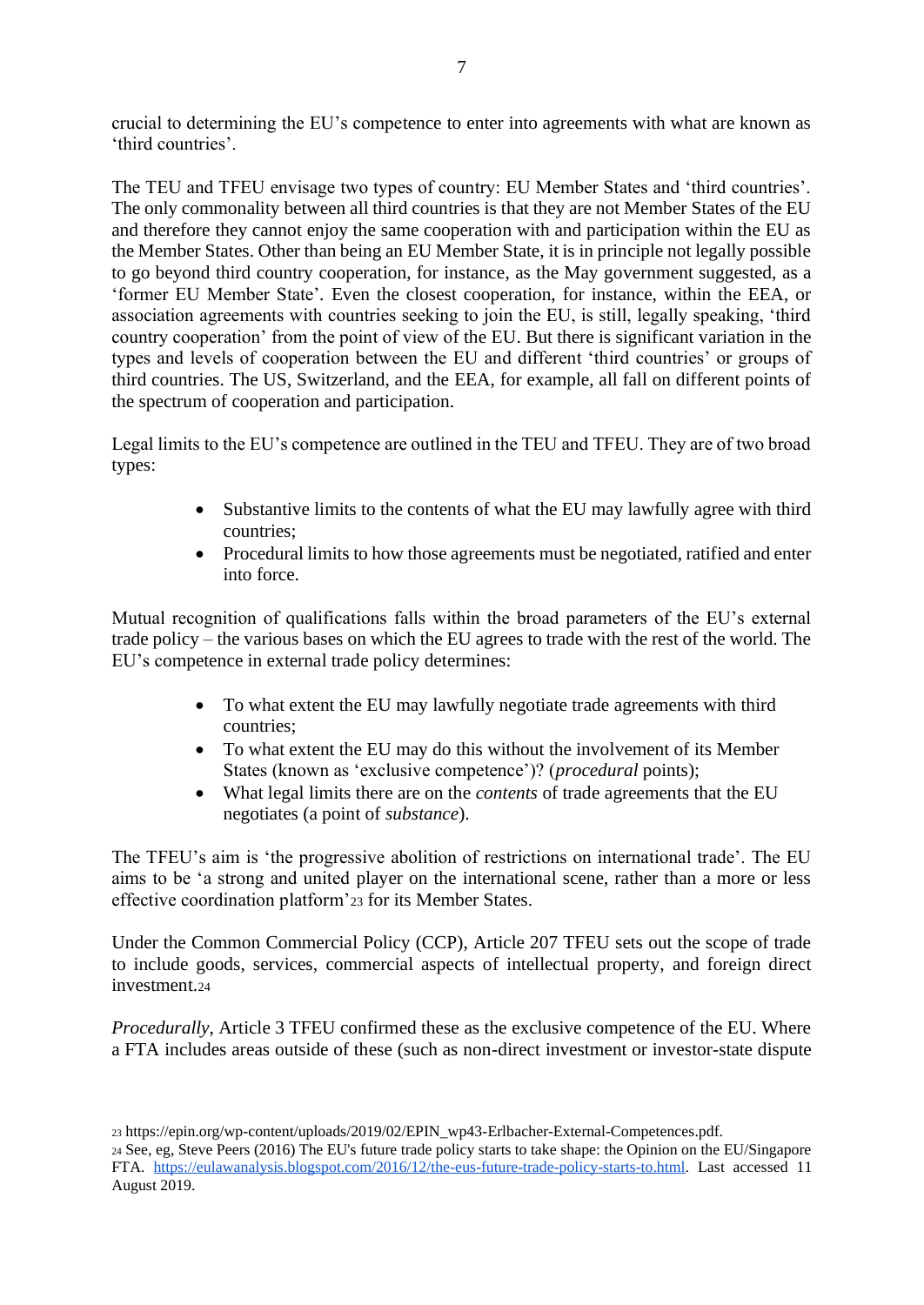crucial to determining the EU's competence to enter into agreements with what are known as 'third countries'.

The TEU and TFEU envisage two types of country: EU Member States and 'third countries'. The only commonality between all third countries is that they are not Member States of the EU and therefore they cannot enjoy the same cooperation with and participation within the EU as the Member States. Other than being an EU Member State, it is in principle not legally possible to go beyond third country cooperation, for instance, as the May government suggested, as a 'former EU Member State'. Even the closest cooperation, for instance, within the EEA, or association agreements with countries seeking to join the EU, is still, legally speaking, 'third country cooperation' from the point of view of the EU. But there is significant variation in the types and levels of cooperation between the EU and different 'third countries' or groups of third countries. The US, Switzerland, and the EEA, for example, all fall on different points of the spectrum of cooperation and participation.

Legal limits to the EU's competence are outlined in the TEU and TFEU. They are of two broad types:

- Substantive limits to the contents of what the EU may lawfully agree with third countries;
- Procedural limits to how those agreements must be negotiated, ratified and enter into force.

Mutual recognition of qualifications falls within the broad parameters of the EU's external trade policy – the various bases on which the EU agrees to trade with the rest of the world. The EU's competence in external trade policy determines:

- To what extent the EU may lawfully negotiate trade agreements with third countries;
- To what extent the EU may do this without the involvement of its Member States (known as 'exclusive competence')? (*procedural* points);
- What legal limits there are on the *contents* of trade agreements that the EU negotiates (a point of *substance*).

The TFEU's aim is 'the progressive abolition of restrictions on international trade'. The EU aims to be 'a strong and united player on the international scene, rather than a more or less effective coordination platform'[23] for its Member States.

Under the Common Commercial Policy (CCP), Article 207 TFEU sets out the scope of trade to include goods, services, commercial aspects of intellectual property, and foreign direct investment.[24]

*Procedurally*, Article 3 TFEU confirmed these as the exclusive competence of the EU. Where a FTA includes areas outside of these (such as non-direct investment or investor-state dispute

[23] https://epin.org/wp-content/uploads/2019/02/EPIN_wp43-Erlbacher-External-Competences.pdf.

[24] See, eg, Steve Peers (2016) The EU's future trade policy starts to take shape: the Opinion on the EU/Singapore FTA. https://eulawanalysis.blogspot.com/2016/12/the-eus-future-trade-policy-starts-to.html. Last accessed 11 August 2019.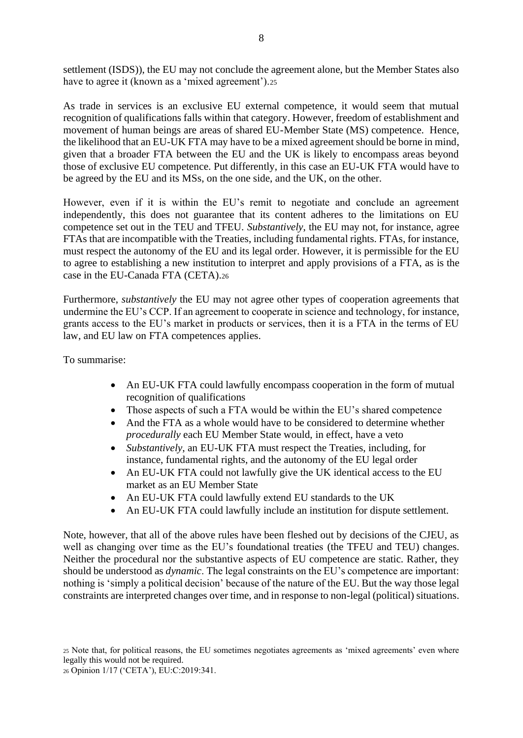settlement (ISDS)), the EU may not conclude the agreement alone, but the Member States also have to agree it (known as a 'mixed agreement').[25]

As trade in services is an exclusive EU external competence, it would seem that mutual recognition of qualifications falls within that category. However, freedom of establishment and movement of human beings are areas of shared EU-Member State (MS) competence. Hence, the likelihood that an EU-UK FTA may have to be a mixed agreement should be borne in mind, given that a broader FTA between the EU and the UK is likely to encompass areas beyond those of exclusive EU competence. Put differently, in this case an EU-UK FTA would have to be agreed by the EU and its MSs, on the one side, and the UK, on the other.

However, even if it is within the EU's remit to negotiate and conclude an agreement independently, this does not guarantee that its content adheres to the limitations on EU competence set out in the TEU and TFEU. *Substantively*, the EU may not, for instance, agree FTAs that are incompatible with the Treaties, including fundamental rights. FTAs, for instance, must respect the autonomy of the EU and its legal order. However, it is permissible for the EU to agree to establishing a new institution to interpret and apply provisions of a FTA, as is the case in the EU-Canada FTA (CETA).[26]

Furthermore, *substantively* the EU may not agree other types of cooperation agreements that undermine the EU's CCP. If an agreement to cooperate in science and technology, for instance, grants access to the EU's market in products or services, then it is a FTA in the terms of EU law, and EU law on FTA competences applies.

To summarise:

- An EU-UK FTA could lawfully encompass cooperation in the form of mutual recognition of qualifications
- Those aspects of such a FTA would be within the EU's shared competence
- And the FTA as a whole would have to be considered to determine whether *procedurally* each EU Member State would, in effect, have a veto
- *Substantively*, an EU-UK FTA must respect the Treaties, including, for instance, fundamental rights, and the autonomy of the EU legal order
- An EU-UK FTA could not lawfully give the UK identical access to the EU market as an EU Member State
- An EU-UK FTA could lawfully extend EU standards to the UK
- An EU-UK FTA could lawfully include an institution for dispute settlement.

Note, however, that all of the above rules have been fleshed out by decisions of the CJEU, as well as changing over time as the EU's foundational treaties (the TFEU and TEU) changes. Neither the procedural nor the substantive aspects of EU competence are static. Rather, they should be understood as *dynamic*. The legal constraints on the EU's competence are important: nothing is 'simply a political decision' because of the nature of the EU. But the way those legal constraints are interpreted changes over time, and in response to non-legal (political) situations.

[25] Note that, for political reasons, the EU sometimes negotiates agreements as 'mixed agreements' even where legally this would not be required.

[26] Opinion 1/17 ('CETA'), EU:C:2019:341.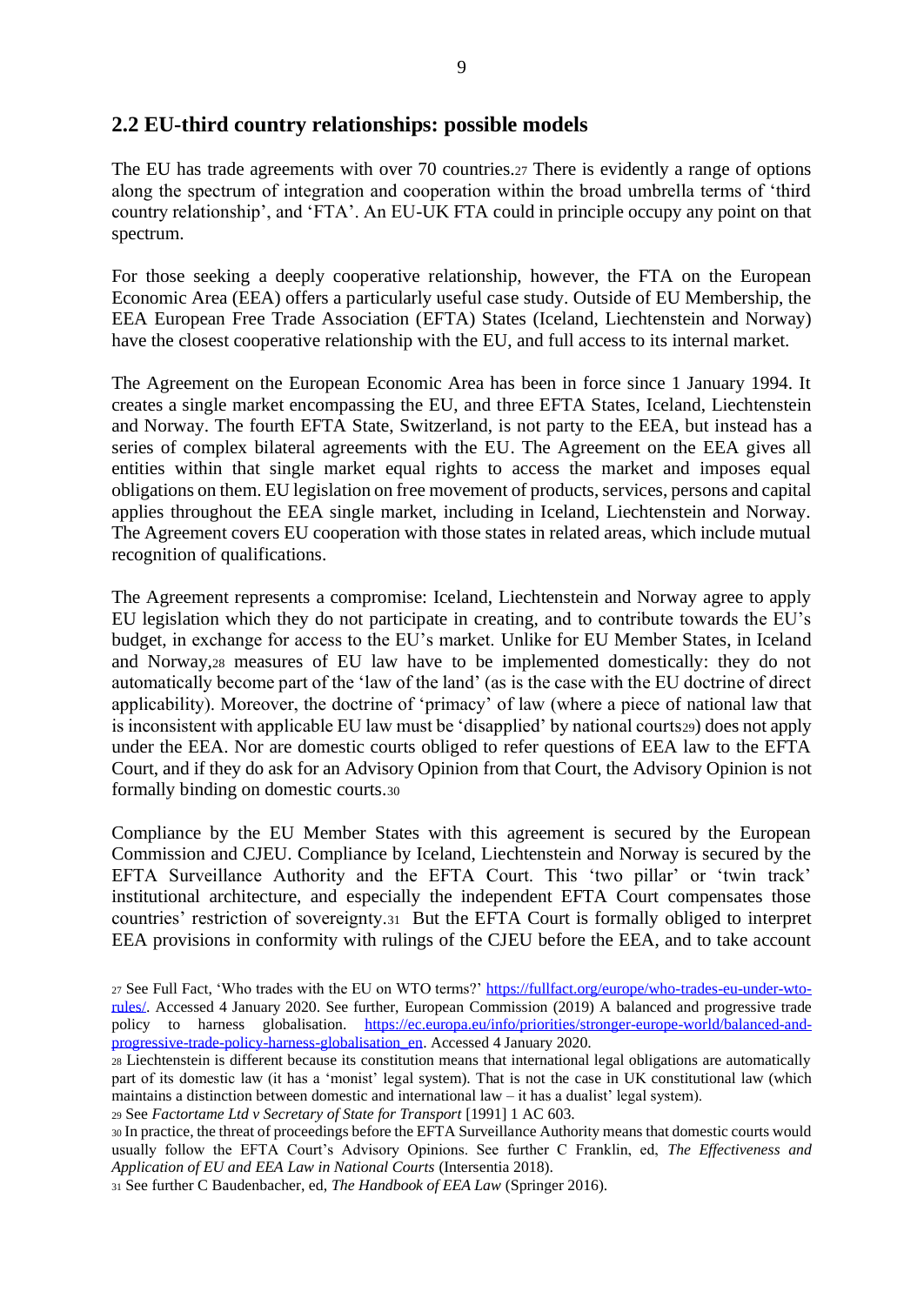## 2.2 EU-third country relationships: possible models

The EU has trade agreements with over 70 countries.[27] There is evidently a range of options along the spectrum of integration and cooperation within the broad umbrella terms of 'third country relationship', and 'FTA'. An EU-UK FTA could in principle occupy any point on that spectrum.

For those seeking a deeply cooperative relationship, however, the FTA on the European Economic Area (EEA) offers a particularly useful case study. Outside of EU Membership, the EEA European Free Trade Association (EFTA) States (Iceland, Liechtenstein and Norway) have the closest cooperative relationship with the EU, and full access to its internal market.

The Agreement on the European Economic Area has been in force since 1 January 1994. It creates a single market encompassing the EU, and three EFTA States, Iceland, Liechtenstein and Norway. The fourth EFTA State, Switzerland, is not party to the EEA, but instead has a series of complex bilateral agreements with the EU. The Agreement on the EEA gives all entities within that single market equal rights to access the market and imposes equal obligations on them. EU legislation on free movement of products, services, persons and capital applies throughout the EEA single market, including in Iceland, Liechtenstein and Norway. The Agreement covers EU cooperation with those states in related areas, which include mutual recognition of qualifications.

The Agreement represents a compromise: Iceland, Liechtenstein and Norway agree to apply EU legislation which they do not participate in creating, and to contribute towards the EU's budget, in exchange for access to the EU's market. Unlike for EU Member States, in Iceland and Norway,[28] measures of EU law have to be implemented domestically: they do not automatically become part of the 'law of the land' (as is the case with the EU doctrine of direct applicability). Moreover, the doctrine of 'primacy' of law (where a piece of national law that is inconsistent with applicable EU law must be 'disapplied' by national courts[29]) does not apply under the EEA. Nor are domestic courts obliged to refer questions of EEA law to the EFTA Court, and if they do ask for an Advisory Opinion from that Court, the Advisory Opinion is not formally binding on domestic courts.[30]

Compliance by the EU Member States with this agreement is secured by the European Commission and CJEU. Compliance by Iceland, Liechtenstein and Norway is secured by the EFTA Surveillance Authority and the EFTA Court. This 'two pillar' or 'twin track' institutional architecture, and especially the independent EFTA Court compensates those countries' restriction of sovereignty.[31] But the EFTA Court is formally obliged to interpret EEA provisions in conformity with rulings of the CJEU before the EEA, and to take account

[27] See Full Fact, 'Who trades with the EU on WTO terms?' https://fullfact.org/europe/who-trades-eu-under-wto-rules/. Accessed 4 January 2020. See further, European Commission (2019) A balanced and progressive trade policy to harness globalisation. https://ec.europa.eu/info/priorities/stronger-europe-world/balanced-and-progressive-trade-policy-harness-globalisation_en. Accessed 4 January 2020.

[28] Liechtenstein is different because its constitution means that international legal obligations are automatically part of its domestic law (it has a 'monist' legal system). That is not the case in UK constitutional law (which maintains a distinction between domestic and international law – it has a dualist' legal system).

[29] See *Factortame Ltd v Secretary of State for Transport* [1991] 1 AC 603.

[30] In practice, the threat of proceedings before the EFTA Surveillance Authority means that domestic courts would usually follow the EFTA Court's Advisory Opinions. See further C Franklin, ed, *The Effectiveness and Application of EU and EEA Law in National Courts* (Intersentia 2018).

[31] See further C Baudenbacher, ed, *The Handbook of EEA Law* (Springer 2016).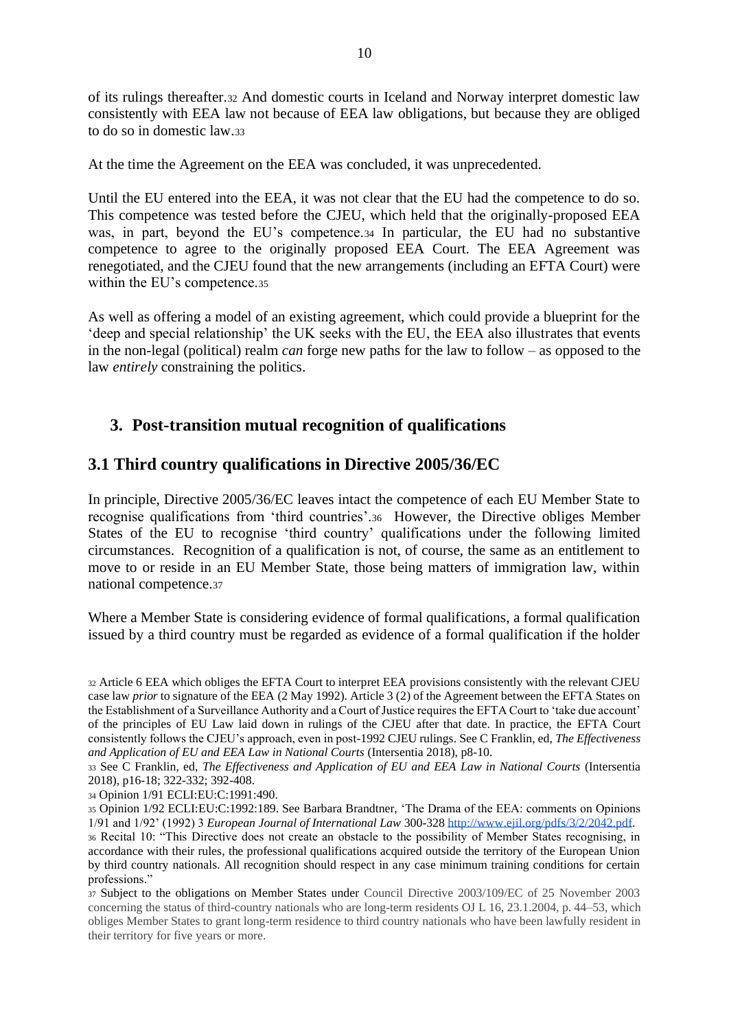of its rulings thereafter.[32] And domestic courts in Iceland and Norway interpret domestic law consistently with EEA law not because of EEA law obligations, but because they are obliged to do so in domestic law.[33]

At the time the Agreement on the EEA was concluded, it was unprecedented.

Until the EU entered into the EEA, it was not clear that the EU had the competence to do so. This competence was tested before the CJEU, which held that the originally-proposed EEA was, in part, beyond the EU's competence.[34] In particular, the EU had no substantive competence to agree to the originally proposed EEA Court. The EEA Agreement was renegotiated, and the CJEU found that the new arrangements (including an EFTA Court) were within the EU's competence.[35]

As well as offering a model of an existing agreement, which could provide a blueprint for the 'deep and special relationship' the UK seeks with the EU, the EEA also illustrates that events in the non-legal (political) realm *can* forge new paths for the law to follow – as opposed to the law *entirely* constraining the politics.

## 3. Post-transition mutual recognition of qualifications

### 3.1 Third country qualifications in Directive 2005/36/EC

In principle, Directive 2005/36/EC leaves intact the competence of each EU Member State to recognise qualifications from 'third countries'.[36] However, the Directive obliges Member States of the EU to recognise 'third country' qualifications under the following limited circumstances. Recognition of a qualification is not, of course, the same as an entitlement to move to or reside in an EU Member State, those being matters of immigration law, within national competence.[37]

Where a Member State is considering evidence of formal qualifications, a formal qualification issued by a third country must be regarded as evidence of a formal qualification if the holder

---

[32] Article 6 EEA which obliges the EFTA Court to interpret EEA provisions consistently with the relevant CJEU case law *prior* to signature of the EEA (2 May 1992). Article 3 (2) of the Agreement between the EFTA States on the Establishment of a Surveillance Authority and a Court of Justice requires the EFTA Court to 'take due account' of the principles of EU Law laid down in rulings of the CJEU after that date. In practice, the EFTA Court consistently follows the CJEU's approach, even in post-1992 CJEU rulings. See C Franklin, ed, *The Effectiveness and Application of EU and EEA Law in National Courts* (Intersentia 2018), p8-10.

[33] See C Franklin, ed, *The Effectiveness and Application of EU and EEA Law in National Courts* (Intersentia 2018), p16-18; 322-332; 392-408.

[34] Opinion 1/91 ECLI:EU:C:1991:490.

[35] Opinion 1/92 ECLI:EU:C:1992:189. See Barbara Brandtner, 'The Drama of the EEA: comments on Opinions 1/91 and 1/92' (1992) 3 *European Journal of International Law* 300-328 http://www.ejil.org/pdfs/3/2/2042.pdf.

[36] Recital 10: "This Directive does not create an obstacle to the possibility of Member States recognising, in accordance with their rules, the professional qualifications acquired outside the territory of the European Union by third country nationals. All recognition should respect in any case minimum training conditions for certain professions."

[37] Subject to the obligations on Member States under Council Directive 2003/109/EC of 25 November 2003 concerning the status of third-country nationals who are long-term residents OJ L 16, 23.1.2004, p. 44–53, which obliges Member States to grant long-term residence to third country nationals who have been lawfully resident in their territory for five years or more.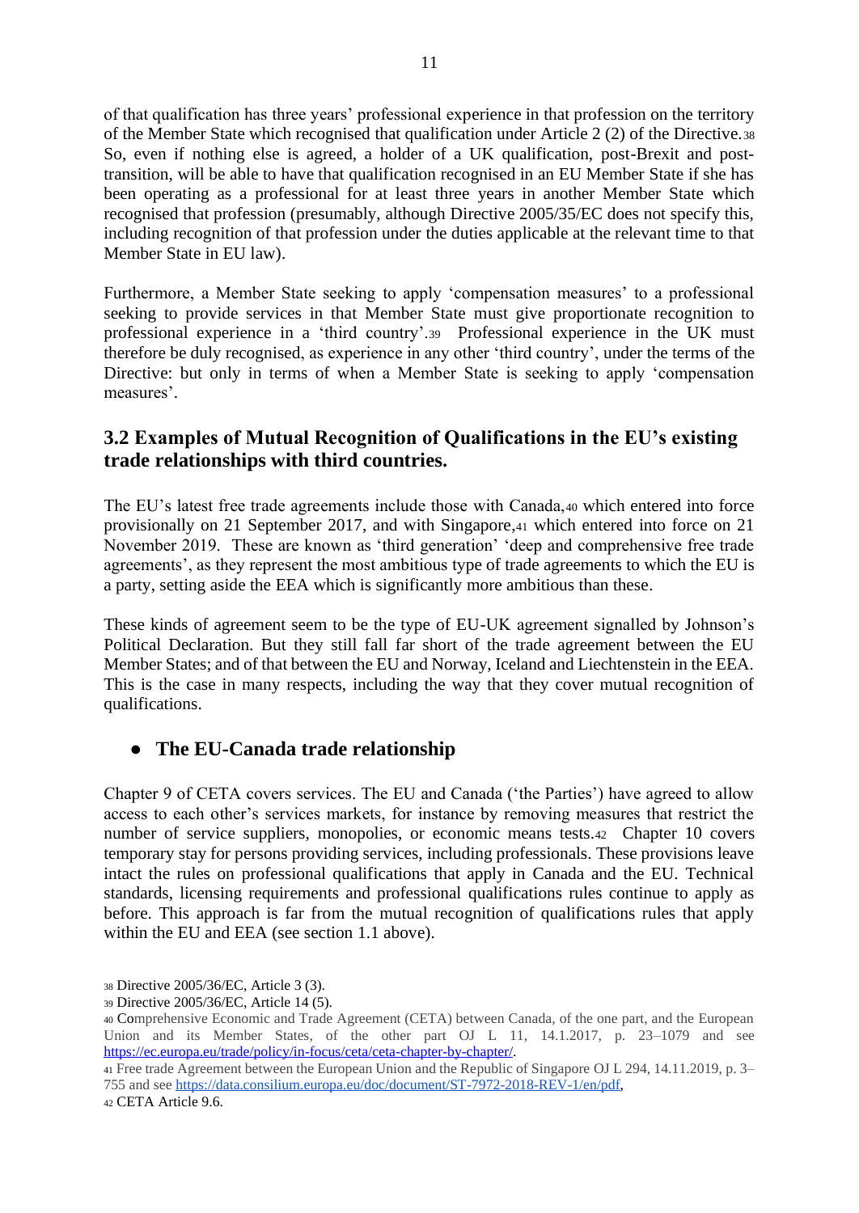of that qualification has three years' professional experience in that profession on the territory of the Member State which recognised that qualification under Article 2 (2) of the Directive.[38] So, even if nothing else is agreed, a holder of a UK qualification, post-Brexit and post-transition, will be able to have that qualification recognised in an EU Member State if she has been operating as a professional for at least three years in another Member State which recognised that profession (presumably, although Directive 2005/35/EC does not specify this, including recognition of that profession under the duties applicable at the relevant time to that Member State in EU law).

Furthermore, a Member State seeking to apply 'compensation measures' to a professional seeking to provide services in that Member State must give proportionate recognition to professional experience in a 'third country'.[39] Professional experience in the UK must therefore be duly recognised, as experience in any other 'third country', under the terms of the Directive: but only in terms of when a Member State is seeking to apply 'compensation measures'.

## 3.2 Examples of Mutual Recognition of Qualifications in the EU's existing trade relationships with third countries.

The EU's latest free trade agreements include those with Canada,[40] which entered into force provisionally on 21 September 2017, and with Singapore,[41] which entered into force on 21 November 2019. These are known as 'third generation' 'deep and comprehensive free trade agreements', as they represent the most ambitious type of trade agreements to which the EU is a party, setting aside the EEA which is significantly more ambitious than these.

These kinds of agreement seem to be the type of EU-UK agreement signalled by Johnson's Political Declaration. But they still fall far short of the trade agreement between the EU Member States; and of that between the EU and Norway, Iceland and Liechtenstein in the EEA. This is the case in many respects, including the way that they cover mutual recognition of qualifications.

- **The EU-Canada trade relationship**

Chapter 9 of CETA covers services. The EU and Canada ('the Parties') have agreed to allow access to each other's services markets, for instance by removing measures that restrict the number of service suppliers, monopolies, or economic means tests.[42] Chapter 10 covers temporary stay for persons providing services, including professionals. These provisions leave intact the rules on professional qualifications that apply in Canada and the EU. Technical standards, licensing requirements and professional qualifications rules continue to apply as before. This approach is far from the mutual recognition of qualifications rules that apply within the EU and EEA (see section 1.1 above).

---

[38] Directive 2005/36/EC, Article 3 (3).

[39] Directive 2005/36/EC, Article 14 (5).

[40] Comprehensive Economic and Trade Agreement (CETA) between Canada, of the one part, and the European Union and its Member States, of the other part OJ L 11, 14.1.2017, p. 23–1079 and see https://ec.europa.eu/trade/policy/in-focus/ceta/ceta-chapter-by-chapter/.

[41] Free trade Agreement between the European Union and the Republic of Singapore OJ L 294, 14.11.2019, p. 3–755 and see https://data.consilium.europa.eu/doc/document/ST-7972-2018-REV-1/en/pdf,

[42] CETA Article 9.6.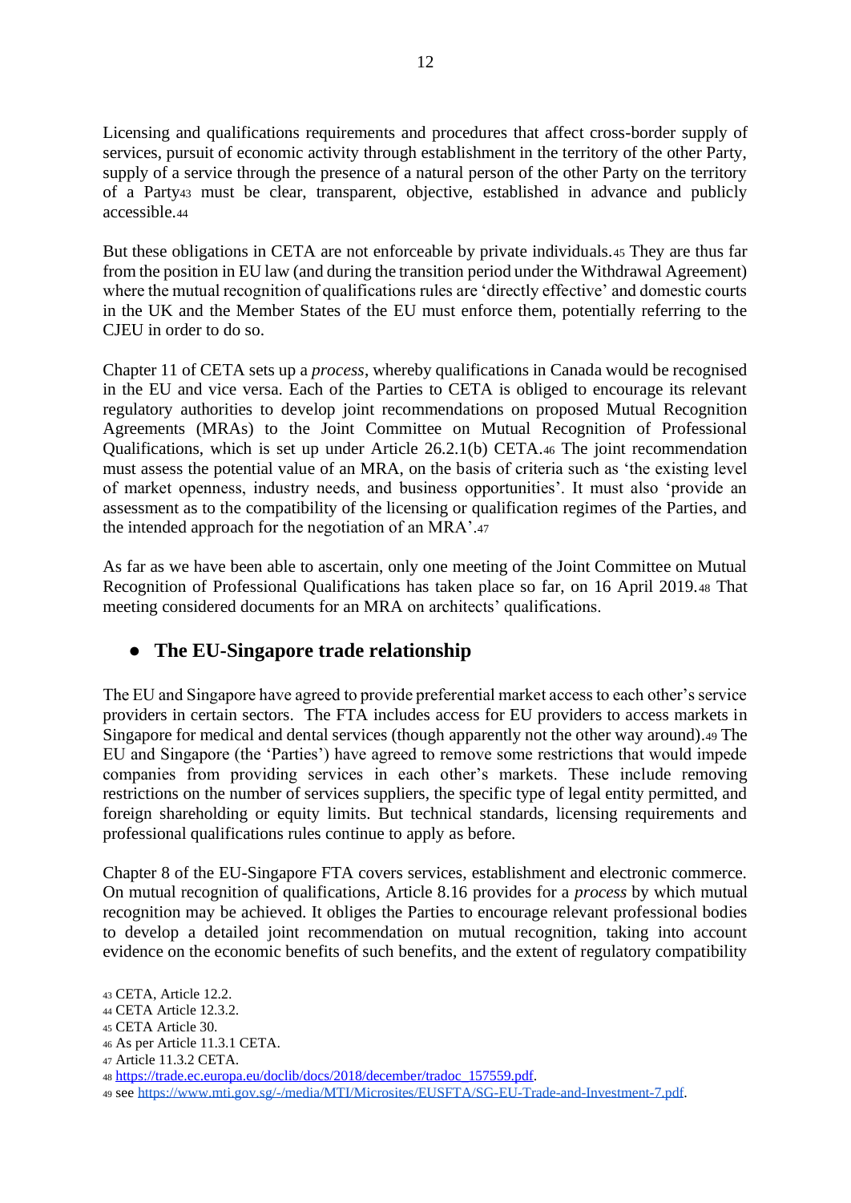Licensing and qualifications requirements and procedures that affect cross-border supply of services, pursuit of economic activity through establishment in the territory of the other Party, supply of a service through the presence of a natural person of the other Party on the territory of a Party[43] must be clear, transparent, objective, established in advance and publicly accessible.[44]

But these obligations in CETA are not enforceable by private individuals.[45] They are thus far from the position in EU law (and during the transition period under the Withdrawal Agreement) where the mutual recognition of qualifications rules are 'directly effective' and domestic courts in the UK and the Member States of the EU must enforce them, potentially referring to the CJEU in order to do so.

Chapter 11 of CETA sets up a *process*, whereby qualifications in Canada would be recognised in the EU and vice versa. Each of the Parties to CETA is obliged to encourage its relevant regulatory authorities to develop joint recommendations on proposed Mutual Recognition Agreements (MRAs) to the Joint Committee on Mutual Recognition of Professional Qualifications, which is set up under Article 26.2.1(b) CETA.[46] The joint recommendation must assess the potential value of an MRA, on the basis of criteria such as 'the existing level of market openness, industry needs, and business opportunities'. It must also 'provide an assessment as to the compatibility of the licensing or qualification regimes of the Parties, and the intended approach for the negotiation of an MRA'.[47]

As far as we have been able to ascertain, only one meeting of the Joint Committee on Mutual Recognition of Professional Qualifications has taken place so far, on 16 April 2019.[48] That meeting considered documents for an MRA on architects' qualifications.

- **The EU-Singapore trade relationship**

The EU and Singapore have agreed to provide preferential market access to each other's service providers in certain sectors. The FTA includes access for EU providers to access markets in Singapore for medical and dental services (though apparently not the other way around).[49] The EU and Singapore (the 'Parties') have agreed to remove some restrictions that would impede companies from providing services in each other's markets. These include removing restrictions on the number of services suppliers, the specific type of legal entity permitted, and foreign shareholding or equity limits. But technical standards, licensing requirements and professional qualifications rules continue to apply as before.

Chapter 8 of the EU-Singapore FTA covers services, establishment and electronic commerce. On mutual recognition of qualifications, Article 8.16 provides for a *process* by which mutual recognition may be achieved. It obliges the Parties to encourage relevant professional bodies to develop a detailed joint recommendation on mutual recognition, taking into account evidence on the economic benefits of such benefits, and the extent of regulatory compatibility

[43] CETA, Article 12.2.
[44] CETA Article 12.3.2.
[45] CETA Article 30.
[46] As per Article 11.3.1 CETA.
[47] Article 11.3.2 CETA.
[48] https://trade.ec.europa.eu/doclib/docs/2018/december/tradoc_157559.pdf.
[49] see https://www.mti.gov.sg/-/media/MTI/Microsites/EUSFTA/SG-EU-Trade-and-Investment-7.pdf.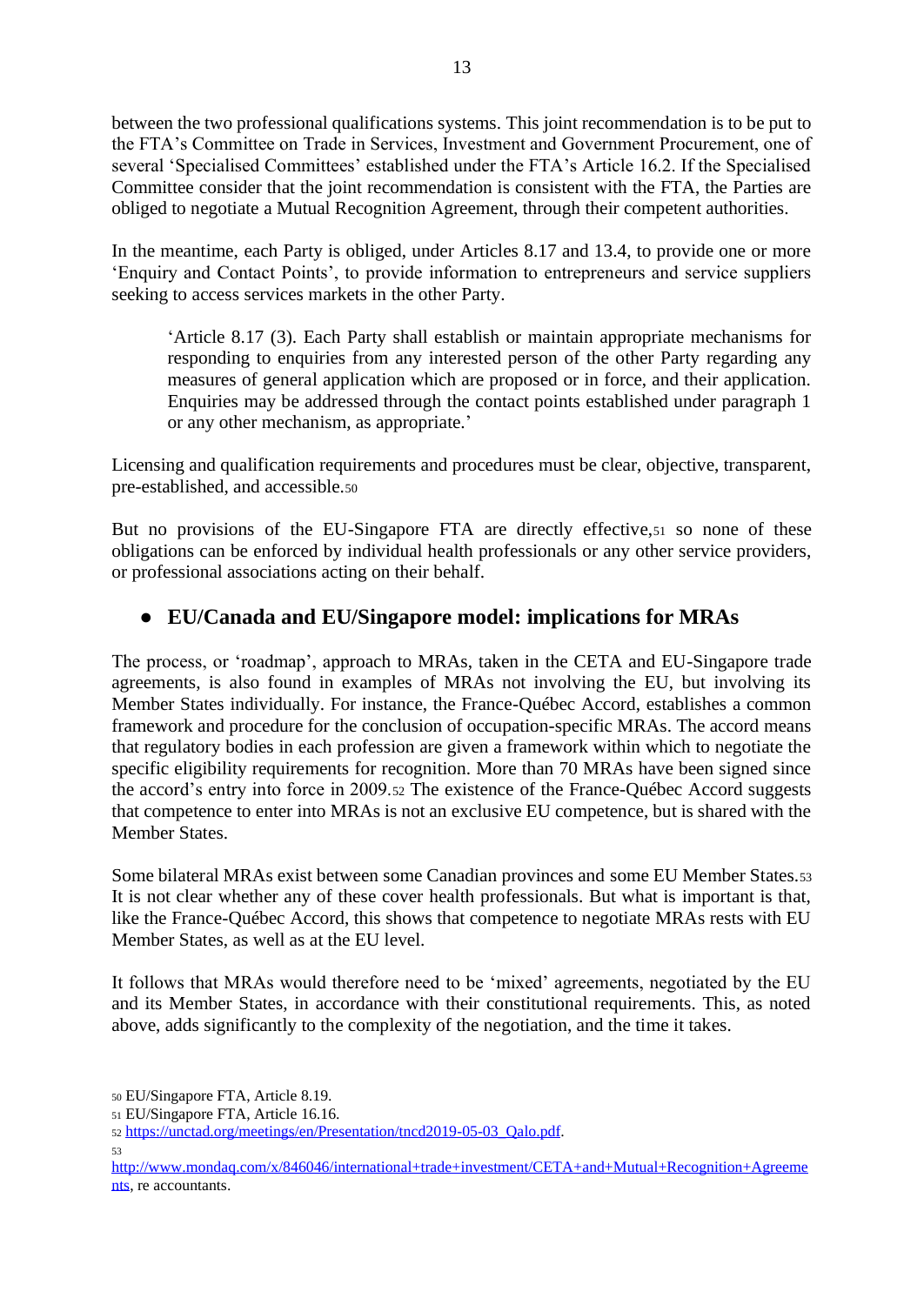between the two professional qualifications systems. This joint recommendation is to be put to the FTA's Committee on Trade in Services, Investment and Government Procurement, one of several 'Specialised Committees' established under the FTA's Article 16.2. If the Specialised Committee consider that the joint recommendation is consistent with the FTA, the Parties are obliged to negotiate a Mutual Recognition Agreement, through their competent authorities.

In the meantime, each Party is obliged, under Articles 8.17 and 13.4, to provide one or more 'Enquiry and Contact Points', to provide information to entrepreneurs and service suppliers seeking to access services markets in the other Party.

> 'Article 8.17 (3). Each Party shall establish or maintain appropriate mechanisms for responding to enquiries from any interested person of the other Party regarding any measures of general application which are proposed or in force, and their application. Enquiries may be addressed through the contact points established under paragraph 1 or any other mechanism, as appropriate.'

Licensing and qualification requirements and procedures must be clear, objective, transparent, pre-established, and accessible.[50]

But no provisions of the EU-Singapore FTA are directly effective,[51] so none of these obligations can be enforced by individual health professionals or any other service providers, or professional associations acting on their behalf.

## EU/Canada and EU/Singapore model: implications for MRAs

The process, or 'roadmap', approach to MRAs, taken in the CETA and EU-Singapore trade agreements, is also found in examples of MRAs not involving the EU, but involving its Member States individually. For instance, the France-Québec Accord, establishes a common framework and procedure for the conclusion of occupation-specific MRAs. The accord means that regulatory bodies in each profession are given a framework within which to negotiate the specific eligibility requirements for recognition. More than 70 MRAs have been signed since the accord's entry into force in 2009.[52] The existence of the France-Québec Accord suggests that competence to enter into MRAs is not an exclusive EU competence, but is shared with the Member States.

Some bilateral MRAs exist between some Canadian provinces and some EU Member States.[53] It is not clear whether any of these cover health professionals. But what is important is that, like the France-Québec Accord, this shows that competence to negotiate MRAs rests with EU Member States, as well as at the EU level.

It follows that MRAs would therefore need to be 'mixed' agreements, negotiated by the EU and its Member States, in accordance with their constitutional requirements. This, as noted above, adds significantly to the complexity of the negotiation, and the time it takes.

---

[50] EU/Singapore FTA, Article 8.19.

[51] EU/Singapore FTA, Article 16.16.

[52] https://unctad.org/meetings/en/Presentation/tncd2019-05-03_Qalo.pdf.

[53] http://www.mondaq.com/x/846046/international+trade+investment/CETA+and+Mutual+Recognition+Agreements, re accountants.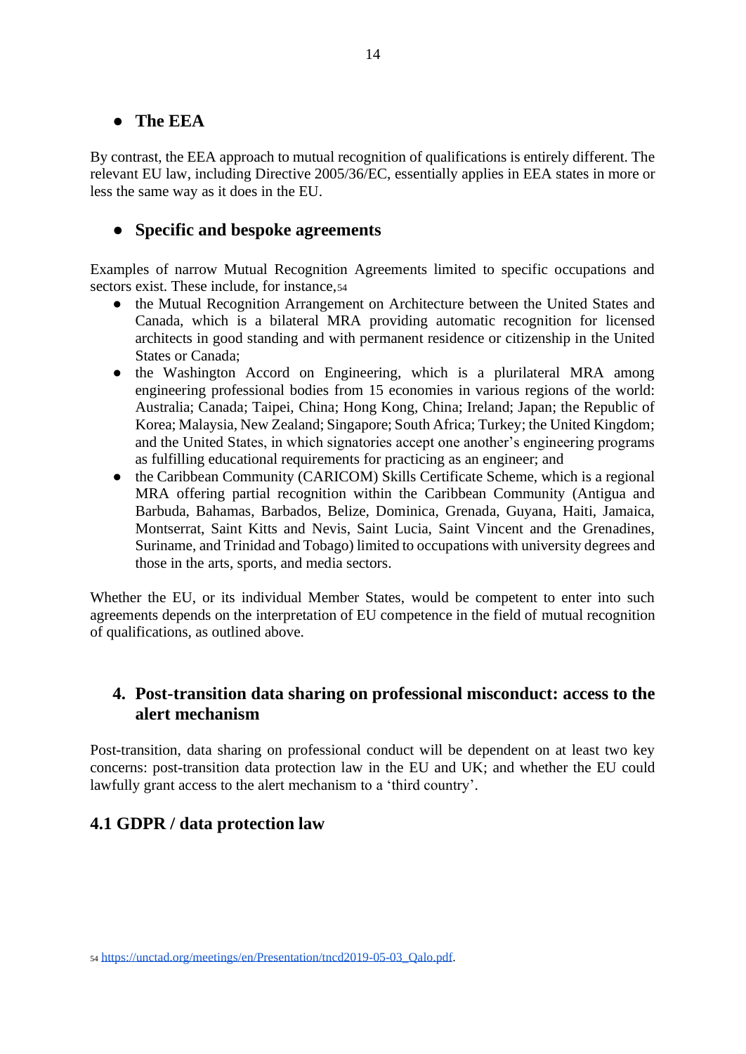- **The EEA**

By contrast, the EEA approach to mutual recognition of qualifications is entirely different. The relevant EU law, including Directive 2005/36/EC, essentially applies in EEA states in more or less the same way as it does in the EU.

- **Specific and bespoke agreements**

Examples of narrow Mutual Recognition Agreements limited to specific occupations and sectors exist. These include, for instance,[54]

- the Mutual Recognition Arrangement on Architecture between the United States and Canada, which is a bilateral MRA providing automatic recognition for licensed architects in good standing and with permanent residence or citizenship in the United States or Canada;
- the Washington Accord on Engineering, which is a plurilateral MRA among engineering professional bodies from 15 economies in various regions of the world: Australia; Canada; Taipei, China; Hong Kong, China; Ireland; Japan; the Republic of Korea; Malaysia, New Zealand; Singapore; South Africa; Turkey; the United Kingdom; and the United States, in which signatories accept one another's engineering programs as fulfilling educational requirements for practicing as an engineer; and
- the Caribbean Community (CARICOM) Skills Certificate Scheme, which is a regional MRA offering partial recognition within the Caribbean Community (Antigua and Barbuda, Bahamas, Barbados, Belize, Dominica, Grenada, Guyana, Haiti, Jamaica, Montserrat, Saint Kitts and Nevis, Saint Lucia, Saint Vincent and the Grenadines, Suriname, and Trinidad and Tobago) limited to occupations with university degrees and those in the arts, sports, and media sectors.

Whether the EU, or its individual Member States, would be competent to enter into such agreements depends on the interpretation of EU competence in the field of mutual recognition of qualifications, as outlined above.

## 4. Post-transition data sharing on professional misconduct: access to the alert mechanism

Post-transition, data sharing on professional conduct will be dependent on at least two key concerns: post-transition data protection law in the EU and UK; and whether the EU could lawfully grant access to the alert mechanism to a 'third country'.

### 4.1 GDPR / data protection law

[54] https://unctad.org/meetings/en/Presentation/tncd2019-05-03_Qalo.pdf.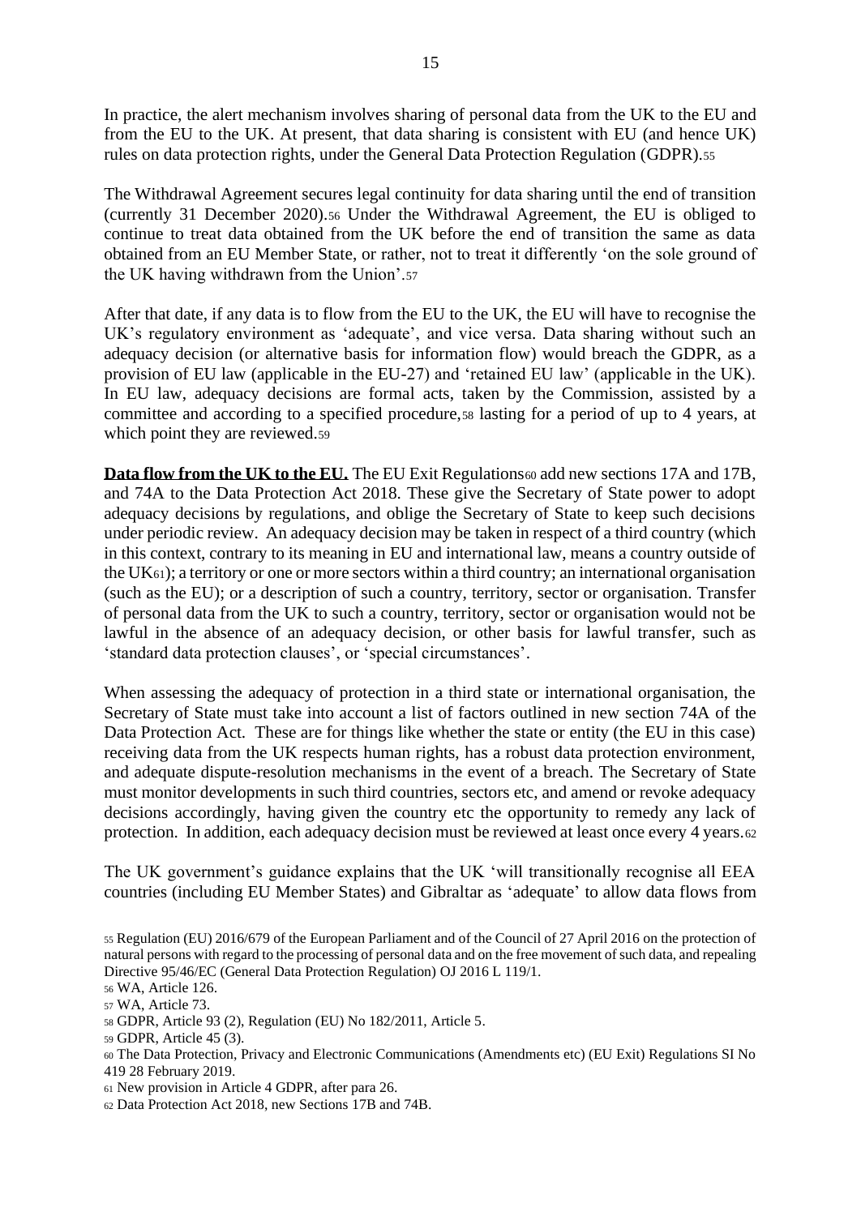In practice, the alert mechanism involves sharing of personal data from the UK to the EU and from the EU to the UK. At present, that data sharing is consistent with EU (and hence UK) rules on data protection rights, under the General Data Protection Regulation (GDPR).[55]

The Withdrawal Agreement secures legal continuity for data sharing until the end of transition (currently 31 December 2020).[56] Under the Withdrawal Agreement, the EU is obliged to continue to treat data obtained from the UK before the end of transition the same as data obtained from an EU Member State, or rather, not to treat it differently 'on the sole ground of the UK having withdrawn from the Union'.[57]

After that date, if any data is to flow from the EU to the UK, the EU will have to recognise the UK's regulatory environment as 'adequate', and vice versa. Data sharing without such an adequacy decision (or alternative basis for information flow) would breach the GDPR, as a provision of EU law (applicable in the EU-27) and 'retained EU law' (applicable in the UK). In EU law, adequacy decisions are formal acts, taken by the Commission, assisted by a committee and according to a specified procedure,[58] lasting for a period of up to 4 years, at which point they are reviewed.[59]

**Data flow from the UK to the EU.** The EU Exit Regulations[60] add new sections 17A and 17B, and 74A to the Data Protection Act 2018. These give the Secretary of State power to adopt adequacy decisions by regulations, and oblige the Secretary of State to keep such decisions under periodic review. An adequacy decision may be taken in respect of a third country (which in this context, contrary to its meaning in EU and international law, means a country outside of the UK[61]); a territory or one or more sectors within a third country; an international organisation (such as the EU); or a description of such a country, territory, sector or organisation. Transfer of personal data from the UK to such a country, territory, sector or organisation would not be lawful in the absence of an adequacy decision, or other basis for lawful transfer, such as 'standard data protection clauses', or 'special circumstances'.

When assessing the adequacy of protection in a third state or international organisation, the Secretary of State must take into account a list of factors outlined in new section 74A of the Data Protection Act. These are for things like whether the state or entity (the EU in this case) receiving data from the UK respects human rights, has a robust data protection environment, and adequate dispute-resolution mechanisms in the event of a breach. The Secretary of State must monitor developments in such third countries, sectors etc, and amend or revoke adequacy decisions accordingly, having given the country etc the opportunity to remedy any lack of protection. In addition, each adequacy decision must be reviewed at least once every 4 years.[62]

The UK government's guidance explains that the UK 'will transitionally recognise all EEA countries (including EU Member States) and Gibraltar as 'adequate' to allow data flows from

---

[55] Regulation (EU) 2016/679 of the European Parliament and of the Council of 27 April 2016 on the protection of natural persons with regard to the processing of personal data and on the free movement of such data, and repealing Directive 95/46/EC (General Data Protection Regulation) OJ 2016 L 119/1.

[56] WA, Article 126.

[57] WA, Article 73.

[58] GDPR, Article 93 (2), Regulation (EU) No 182/2011, Article 5.

[59] GDPR, Article 45 (3).

[60] The Data Protection, Privacy and Electronic Communications (Amendments etc) (EU Exit) Regulations SI No 419 28 February 2019.

[61] New provision in Article 4 GDPR, after para 26.

[62] Data Protection Act 2018, new Sections 17B and 74B.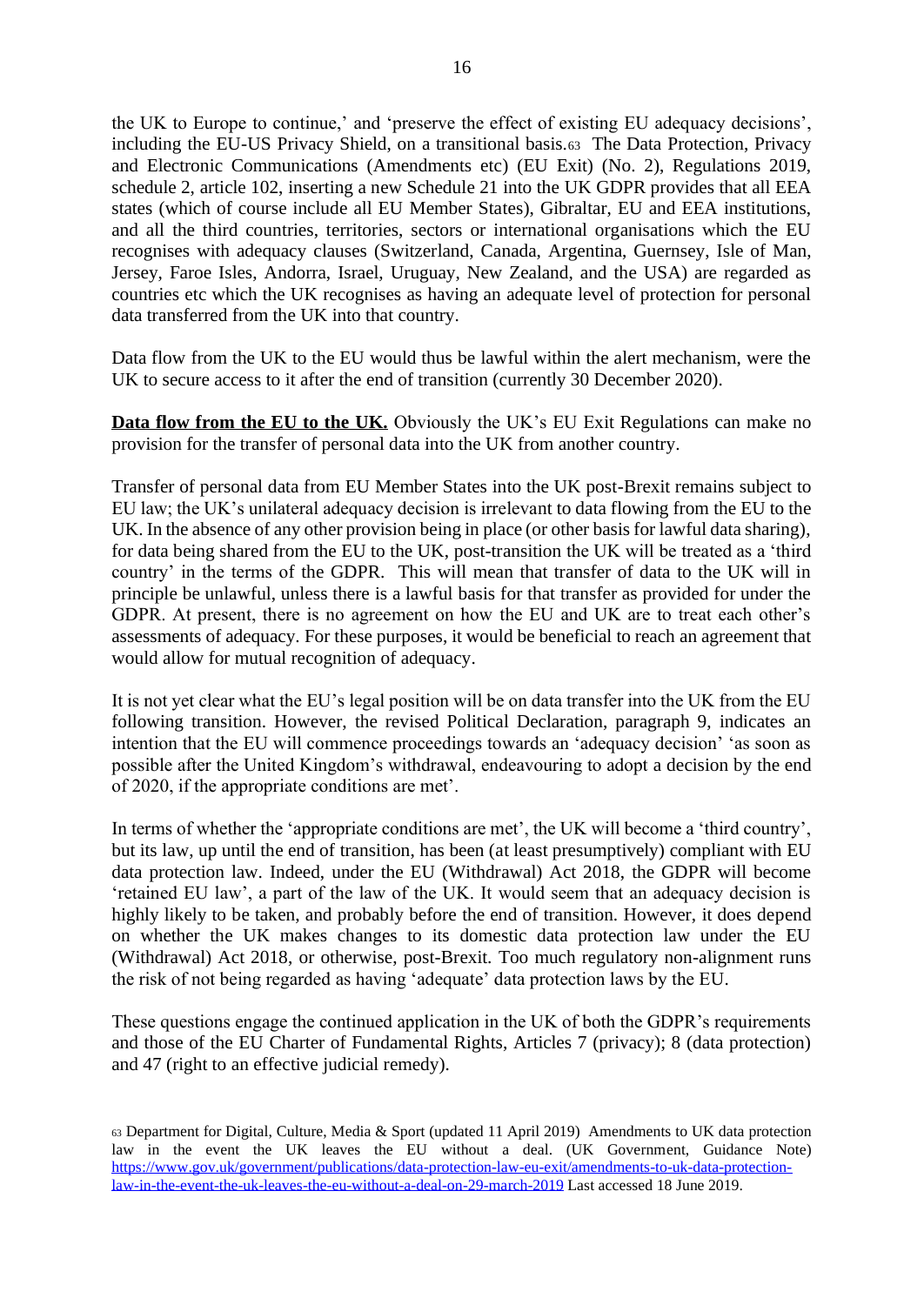the UK to Europe to continue,' and 'preserve the effect of existing EU adequacy decisions', including the EU-US Privacy Shield, on a transitional basis.[63] The Data Protection, Privacy and Electronic Communications (Amendments etc) (EU Exit) (No. 2), Regulations 2019, schedule 2, article 102, inserting a new Schedule 21 into the UK GDPR provides that all EEA states (which of course include all EU Member States), Gibraltar, EU and EEA institutions, and all the third countries, territories, sectors or international organisations which the EU recognises with adequacy clauses (Switzerland, Canada, Argentina, Guernsey, Isle of Man, Jersey, Faroe Isles, Andorra, Israel, Uruguay, New Zealand, and the USA) are regarded as countries etc which the UK recognises as having an adequate level of protection for personal data transferred from the UK into that country.

Data flow from the UK to the EU would thus be lawful within the alert mechanism, were the UK to secure access to it after the end of transition (currently 30 December 2020).

**Data flow from the EU to the UK.** Obviously the UK's EU Exit Regulations can make no provision for the transfer of personal data into the UK from another country.

Transfer of personal data from EU Member States into the UK post-Brexit remains subject to EU law; the UK's unilateral adequacy decision is irrelevant to data flowing from the EU to the UK. In the absence of any other provision being in place (or other basis for lawful data sharing), for data being shared from the EU to the UK, post-transition the UK will be treated as a 'third country' in the terms of the GDPR. This will mean that transfer of data to the UK will in principle be unlawful, unless there is a lawful basis for that transfer as provided for under the GDPR. At present, there is no agreement on how the EU and UK are to treat each other's assessments of adequacy. For these purposes, it would be beneficial to reach an agreement that would allow for mutual recognition of adequacy.

It is not yet clear what the EU's legal position will be on data transfer into the UK from the EU following transition. However, the revised Political Declaration, paragraph 9, indicates an intention that the EU will commence proceedings towards an 'adequacy decision' 'as soon as possible after the United Kingdom's withdrawal, endeavouring to adopt a decision by the end of 2020, if the appropriate conditions are met'.

In terms of whether the 'appropriate conditions are met', the UK will become a 'third country', but its law, up until the end of transition, has been (at least presumptively) compliant with EU data protection law. Indeed, under the EU (Withdrawal) Act 2018, the GDPR will become 'retained EU law', a part of the law of the UK. It would seem that an adequacy decision is highly likely to be taken, and probably before the end of transition. However, it does depend on whether the UK makes changes to its domestic data protection law under the EU (Withdrawal) Act 2018, or otherwise, post-Brexit. Too much regulatory non-alignment runs the risk of not being regarded as having 'adequate' data protection laws by the EU.

These questions engage the continued application in the UK of both the GDPR's requirements and those of the EU Charter of Fundamental Rights, Articles 7 (privacy); 8 (data protection) and 47 (right to an effective judicial remedy).

[63] Department for Digital, Culture, Media & Sport (updated 11 April 2019) Amendments to UK data protection law in the event the UK leaves the EU without a deal. (UK Government, Guidance Note) https://www.gov.uk/government/publications/data-protection-law-eu-exit/amendments-to-uk-data-protection-law-in-the-event-the-uk-leaves-the-eu-without-a-deal-on-29-march-2019 Last accessed 18 June 2019.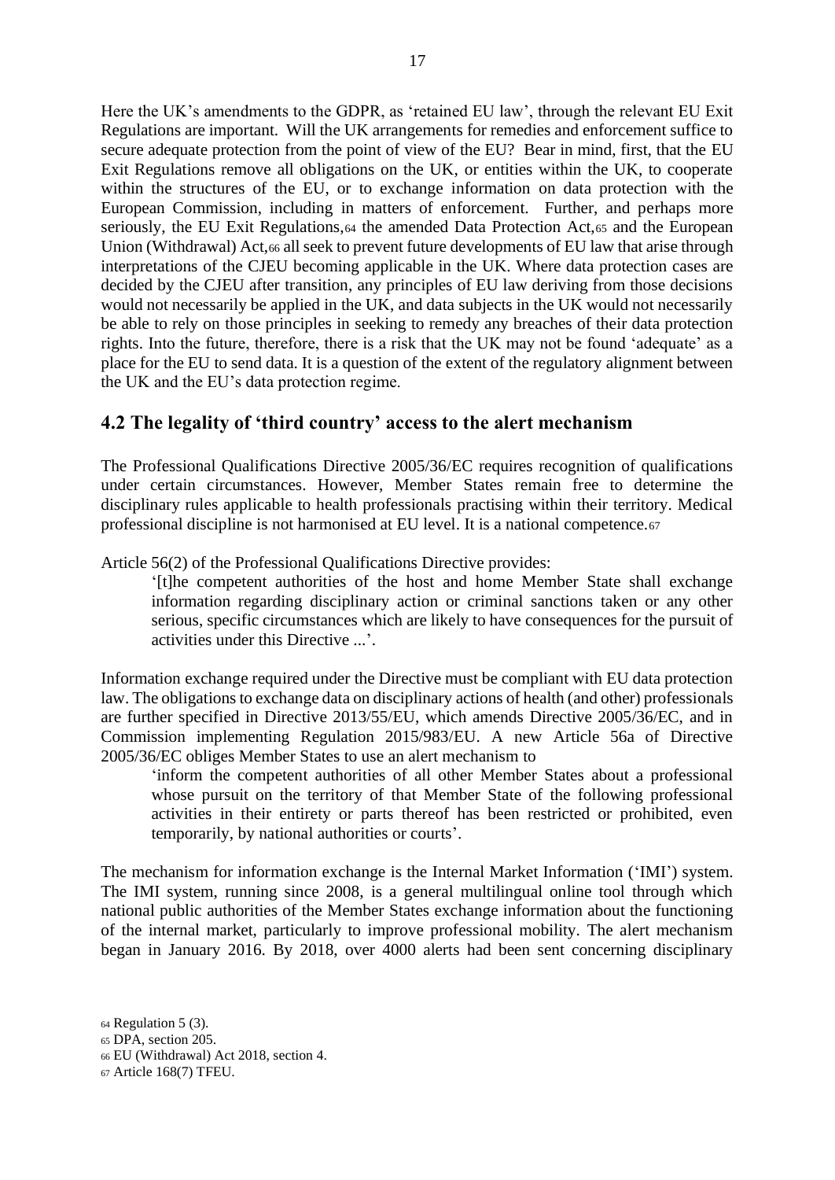Here the UK's amendments to the GDPR, as 'retained EU law', through the relevant EU Exit Regulations are important. Will the UK arrangements for remedies and enforcement suffice to secure adequate protection from the point of view of the EU? Bear in mind, first, that the EU Exit Regulations remove all obligations on the UK, or entities within the UK, to cooperate within the structures of the EU, or to exchange information on data protection with the European Commission, including in matters of enforcement. Further, and perhaps more seriously, the EU Exit Regulations,[64] the amended Data Protection Act,[65] and the European Union (Withdrawal) Act,[66] all seek to prevent future developments of EU law that arise through interpretations of the CJEU becoming applicable in the UK. Where data protection cases are decided by the CJEU after transition, any principles of EU law deriving from those decisions would not necessarily be applied in the UK, and data subjects in the UK would not necessarily be able to rely on those principles in seeking to remedy any breaches of their data protection rights. Into the future, therefore, there is a risk that the UK may not be found 'adequate' as a place for the EU to send data. It is a question of the extent of the regulatory alignment between the UK and the EU's data protection regime.

## 4.2 The legality of 'third country' access to the alert mechanism

The Professional Qualifications Directive 2005/36/EC requires recognition of qualifications under certain circumstances. However, Member States remain free to determine the disciplinary rules applicable to health professionals practising within their territory. Medical professional discipline is not harmonised at EU level. It is a national competence.[67]

Article 56(2) of the Professional Qualifications Directive provides:

> '[t]he competent authorities of the host and home Member State shall exchange information regarding disciplinary action or criminal sanctions taken or any other serious, specific circumstances which are likely to have consequences for the pursuit of activities under this Directive ...'.

Information exchange required under the Directive must be compliant with EU data protection law. The obligations to exchange data on disciplinary actions of health (and other) professionals are further specified in Directive 2013/55/EU, which amends Directive 2005/36/EC, and in Commission implementing Regulation 2015/983/EU. A new Article 56a of Directive 2005/36/EC obliges Member States to use an alert mechanism to

> 'inform the competent authorities of all other Member States about a professional whose pursuit on the territory of that Member State of the following professional activities in their entirety or parts thereof has been restricted or prohibited, even temporarily, by national authorities or courts'.

The mechanism for information exchange is the Internal Market Information ('IMI') system. The IMI system, running since 2008, is a general multilingual online tool through which national public authorities of the Member States exchange information about the functioning of the internal market, particularly to improve professional mobility. The alert mechanism began in January 2016. By 2018, over 4000 alerts had been sent concerning disciplinary

[64] Regulation 5 (3).

[65] DPA, section 205.

[66] EU (Withdrawal) Act 2018, section 4.

[67] Article 168(7) TFEU.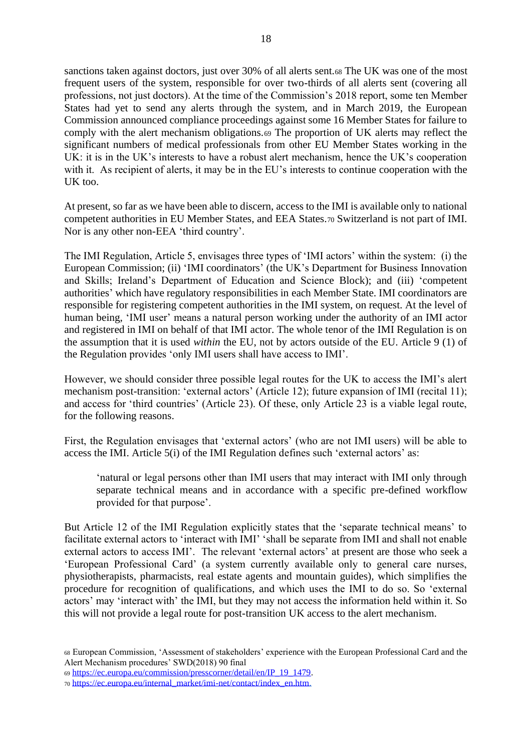sanctions taken against doctors, just over 30% of all alerts sent.[68] The UK was one of the most frequent users of the system, responsible for over two-thirds of all alerts sent (covering all professions, not just doctors). At the time of the Commission's 2018 report, some ten Member States had yet to send any alerts through the system, and in March 2019, the European Commission announced compliance proceedings against some 16 Member States for failure to comply with the alert mechanism obligations.[69] The proportion of UK alerts may reflect the significant numbers of medical professionals from other EU Member States working in the UK: it is in the UK's interests to have a robust alert mechanism, hence the UK's cooperation with it. As recipient of alerts, it may be in the EU's interests to continue cooperation with the UK too.

At present, so far as we have been able to discern, access to the IMI is available only to national competent authorities in EU Member States, and EEA States.[70] Switzerland is not part of IMI. Nor is any other non-EEA 'third country'.

The IMI Regulation, Article 5, envisages three types of 'IMI actors' within the system: (i) the European Commission; (ii) 'IMI coordinators' (the UK's Department for Business Innovation and Skills; Ireland's Department of Education and Science Block); and (iii) 'competent authorities' which have regulatory responsibilities in each Member State. IMI coordinators are responsible for registering competent authorities in the IMI system, on request. At the level of human being, 'IMI user' means a natural person working under the authority of an IMI actor and registered in IMI on behalf of that IMI actor. The whole tenor of the IMI Regulation is on the assumption that it is used *within* the EU, not by actors outside of the EU. Article 9 (1) of the Regulation provides 'only IMI users shall have access to IMI'.

However, we should consider three possible legal routes for the UK to access the IMI's alert mechanism post-transition: 'external actors' (Article 12); future expansion of IMI (recital 11); and access for 'third countries' (Article 23). Of these, only Article 23 is a viable legal route, for the following reasons.

First, the Regulation envisages that 'external actors' (who are not IMI users) will be able to access the IMI. Article 5(i) of the IMI Regulation defines such 'external actors' as:

> 'natural or legal persons other than IMI users that may interact with IMI only through separate technical means and in accordance with a specific pre-defined workflow provided for that purpose'.

But Article 12 of the IMI Regulation explicitly states that the 'separate technical means' to facilitate external actors to 'interact with IMI' 'shall be separate from IMI and shall not enable external actors to access IMI'. The relevant 'external actors' at present are those who seek a 'European Professional Card' (a system currently available only to general care nurses, physiotherapists, pharmacists, real estate agents and mountain guides), which simplifies the procedure for recognition of qualifications, and which uses the IMI to do so. So 'external actors' may 'interact with' the IMI, but they may not access the information held within it. So this will not provide a legal route for post-transition UK access to the alert mechanism.

[68] European Commission, 'Assessment of stakeholders' experience with the European Professional Card and the Alert Mechanism procedures' SWD(2018) 90 final

[69] https://ec.europa.eu/commission/presscorner/detail/en/IP_19_1479.

[70] https://ec.europa.eu/internal_market/imi-net/contact/index_en.htm.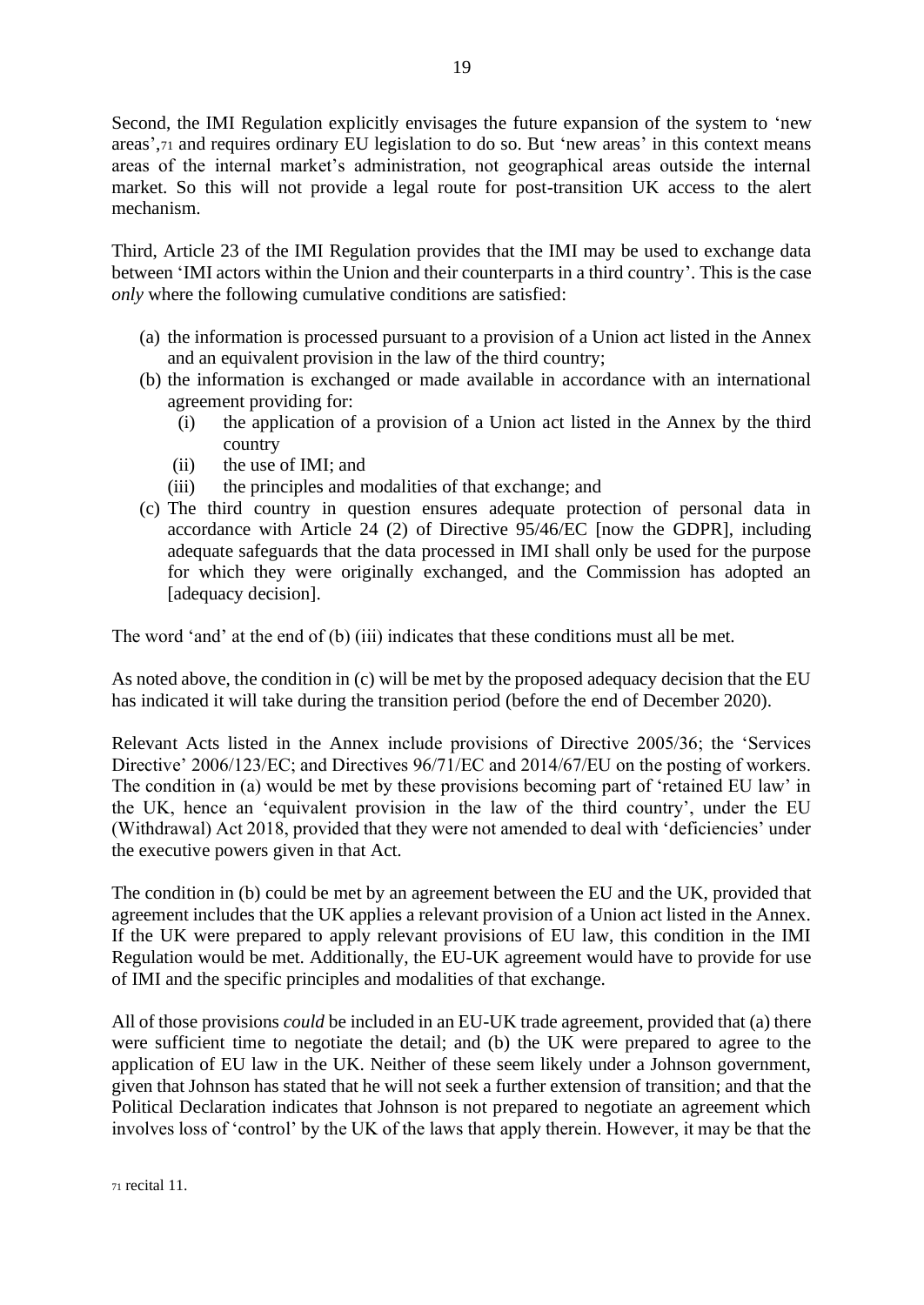Second, the IMI Regulation explicitly envisages the future expansion of the system to 'new areas',[71] and requires ordinary EU legislation to do so. But 'new areas' in this context means areas of the internal market's administration, not geographical areas outside the internal market. So this will not provide a legal route for post-transition UK access to the alert mechanism.

Third, Article 23 of the IMI Regulation provides that the IMI may be used to exchange data between 'IMI actors within the Union and their counterparts in a third country'. This is the case *only* where the following cumulative conditions are satisfied:

(a) the information is processed pursuant to a provision of a Union act listed in the Annex and an equivalent provision in the law of the third country;
(b) the information is exchanged or made available in accordance with an international agreement providing for:
    (i) the application of a provision of a Union act listed in the Annex by the third country
    (ii) the use of IMI; and
    (iii) the principles and modalities of that exchange; and
(c) The third country in question ensures adequate protection of personal data in accordance with Article 24 (2) of Directive 95/46/EC [now the GDPR], including adequate safeguards that the data processed in IMI shall only be used for the purpose for which they were originally exchanged, and the Commission has adopted an [adequacy decision].

The word 'and' at the end of (b) (iii) indicates that these conditions must all be met.

As noted above, the condition in (c) will be met by the proposed adequacy decision that the EU has indicated it will take during the transition period (before the end of December 2020).

Relevant Acts listed in the Annex include provisions of Directive 2005/36; the 'Services Directive' 2006/123/EC; and Directives 96/71/EC and 2014/67/EU on the posting of workers. The condition in (a) would be met by these provisions becoming part of 'retained EU law' in the UK, hence an 'equivalent provision in the law of the third country', under the EU (Withdrawal) Act 2018, provided that they were not amended to deal with 'deficiencies' under the executive powers given in that Act.

The condition in (b) could be met by an agreement between the EU and the UK, provided that agreement includes that the UK applies a relevant provision of a Union act listed in the Annex. If the UK were prepared to apply relevant provisions of EU law, this condition in the IMI Regulation would be met. Additionally, the EU-UK agreement would have to provide for use of IMI and the specific principles and modalities of that exchange.

All of those provisions *could* be included in an EU-UK trade agreement, provided that (a) there were sufficient time to negotiate the detail; and (b) the UK were prepared to agree to the application of EU law in the UK. Neither of these seem likely under a Johnson government, given that Johnson has stated that he will not seek a further extension of transition; and that the Political Declaration indicates that Johnson is not prepared to negotiate an agreement which involves loss of 'control' by the UK of the laws that apply therein. However, it may be that the

[71] recital 11.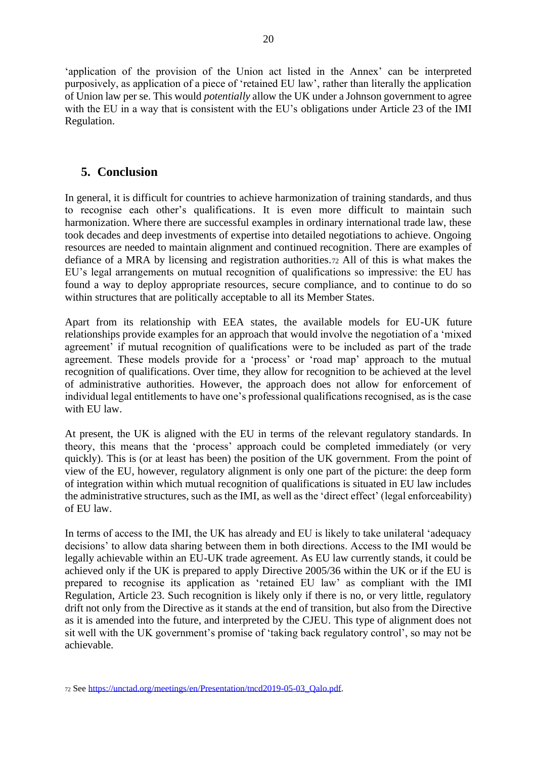'application of the provision of the Union act listed in the Annex' can be interpreted purposively, as application of a piece of 'retained EU law', rather than literally the application of Union law per se. This would *potentially* allow the UK under a Johnson government to agree with the EU in a way that is consistent with the EU's obligations under Article 23 of the IMI Regulation.

## 5. Conclusion

In general, it is difficult for countries to achieve harmonization of training standards, and thus to recognise each other's qualifications. It is even more difficult to maintain such harmonization. Where there are successful examples in ordinary international trade law, these took decades and deep investments of expertise into detailed negotiations to achieve. Ongoing resources are needed to maintain alignment and continued recognition. There are examples of defiance of a MRA by licensing and registration authorities.[72] All of this is what makes the EU's legal arrangements on mutual recognition of qualifications so impressive: the EU has found a way to deploy appropriate resources, secure compliance, and to continue to do so within structures that are politically acceptable to all its Member States.

Apart from its relationship with EEA states, the available models for EU-UK future relationships provide examples for an approach that would involve the negotiation of a 'mixed agreement' if mutual recognition of qualifications were to be included as part of the trade agreement. These models provide for a 'process' or 'road map' approach to the mutual recognition of qualifications. Over time, they allow for recognition to be achieved at the level of administrative authorities. However, the approach does not allow for enforcement of individual legal entitlements to have one's professional qualifications recognised, as is the case with EU law.

At present, the UK is aligned with the EU in terms of the relevant regulatory standards. In theory, this means that the 'process' approach could be completed immediately (or very quickly). This is (or at least has been) the position of the UK government. From the point of view of the EU, however, regulatory alignment is only one part of the picture: the deep form of integration within which mutual recognition of qualifications is situated in EU law includes the administrative structures, such as the IMI, as well as the 'direct effect' (legal enforceability) of EU law.

In terms of access to the IMI, the UK has already and EU is likely to take unilateral 'adequacy decisions' to allow data sharing between them in both directions. Access to the IMI would be legally achievable within an EU-UK trade agreement. As EU law currently stands, it could be achieved only if the UK is prepared to apply Directive 2005/36 within the UK or if the EU is prepared to recognise its application as 'retained EU law' as compliant with the IMI Regulation, Article 23. Such recognition is likely only if there is no, or very little, regulatory drift not only from the Directive as it stands at the end of transition, but also from the Directive as it is amended into the future, and interpreted by the CJEU. This type of alignment does not sit well with the UK government's promise of 'taking back regulatory control', so may not be achievable.

[72] See https://unctad.org/meetings/en/Presentation/tncd2019-05-03_Qalo.pdf.